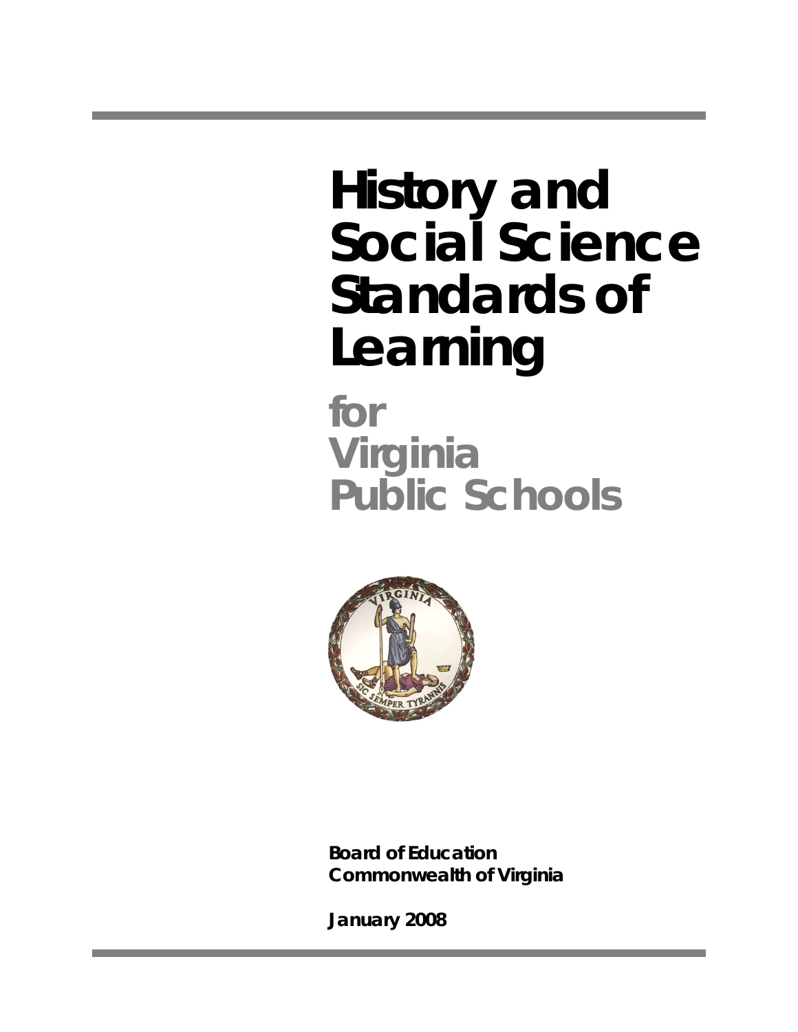# History and Social Science Standards of Learning

## for Virginia Public Schools

**Board of Education**
**Commonwealth of Virginia**

**January 2008**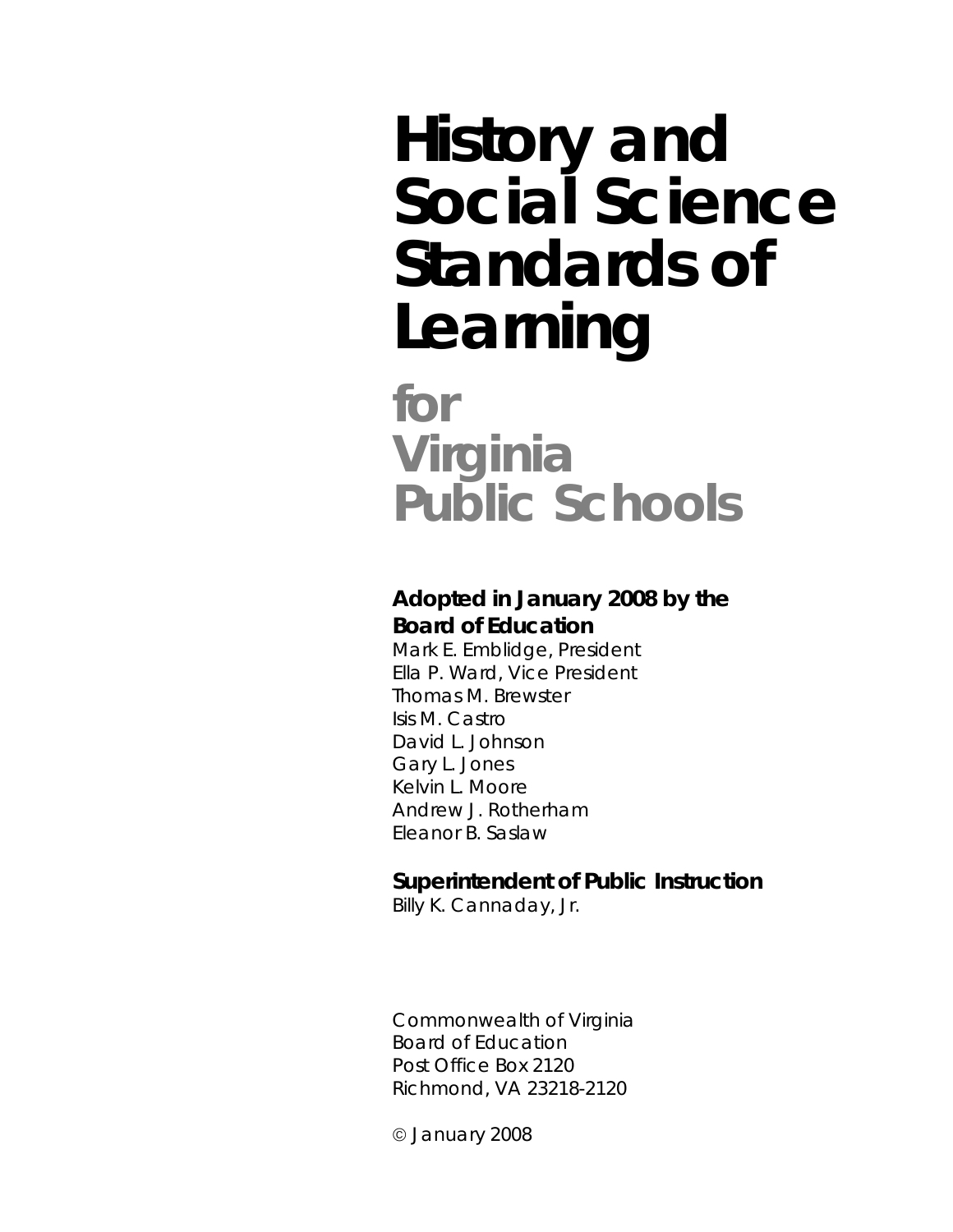# History and Social Science Standards of Learning

## for Virginia Public Schools

**Adopted in January 2008 by the Board of Education**

Mark E. Emblidge, President
Ella P. Ward, Vice President
Thomas M. Brewster
Isis M. Castro
David L. Johnson
Gary L. Jones
Kelvin L. Moore
Andrew J. Rotherham
Eleanor B. Saslaw

**Superintendent of Public Instruction**

Billy K. Cannaday, Jr.

Commonwealth of Virginia
Board of Education
Post Office Box 2120
Richmond, VA 23218-2120

© January 2008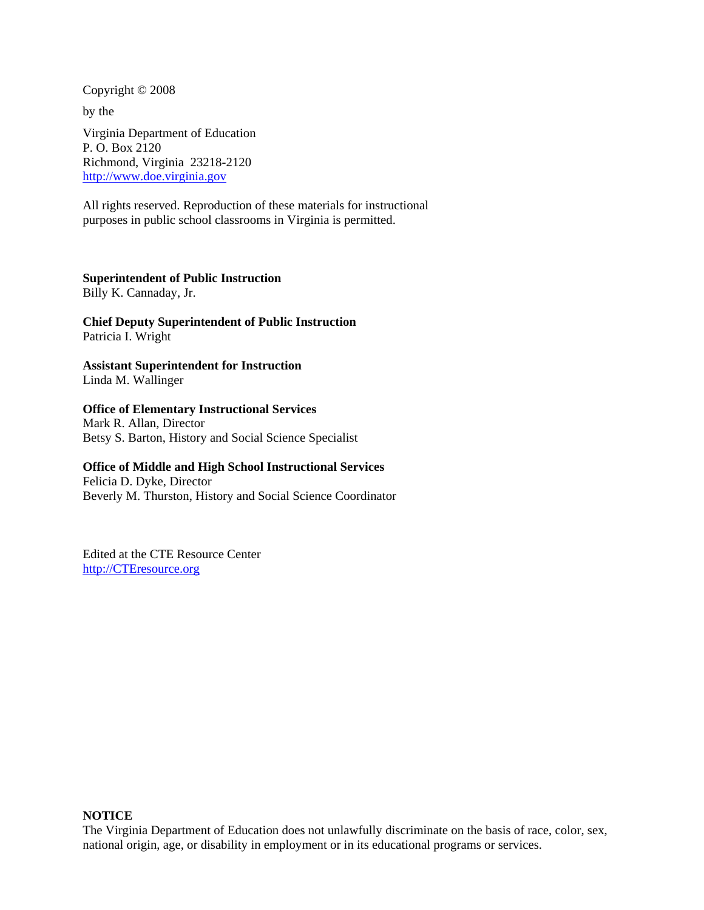Copyright © 2008

by the

Virginia Department of Education
P. O. Box 2120
Richmond, Virginia 23218-2120
http://www.doe.virginia.gov

All rights reserved. Reproduction of these materials for instructional purposes in public school classrooms in Virginia is permitted.

**Superintendent of Public Instruction**
Billy K. Cannaday, Jr.

**Chief Deputy Superintendent of Public Instruction**
Patricia I. Wright

**Assistant Superintendent for Instruction**
Linda M. Wallinger

**Office of Elementary Instructional Services**
Mark R. Allan, Director
Betsy S. Barton, History and Social Science Specialist

**Office of Middle and High School Instructional Services**
Felicia D. Dyke, Director
Beverly M. Thurston, History and Social Science Coordinator

Edited at the CTE Resource Center
http://CTEresource.org

**NOTICE**
The Virginia Department of Education does not unlawfully discriminate on the basis of race, color, sex, national origin, age, or disability in employment or in its educational programs or services.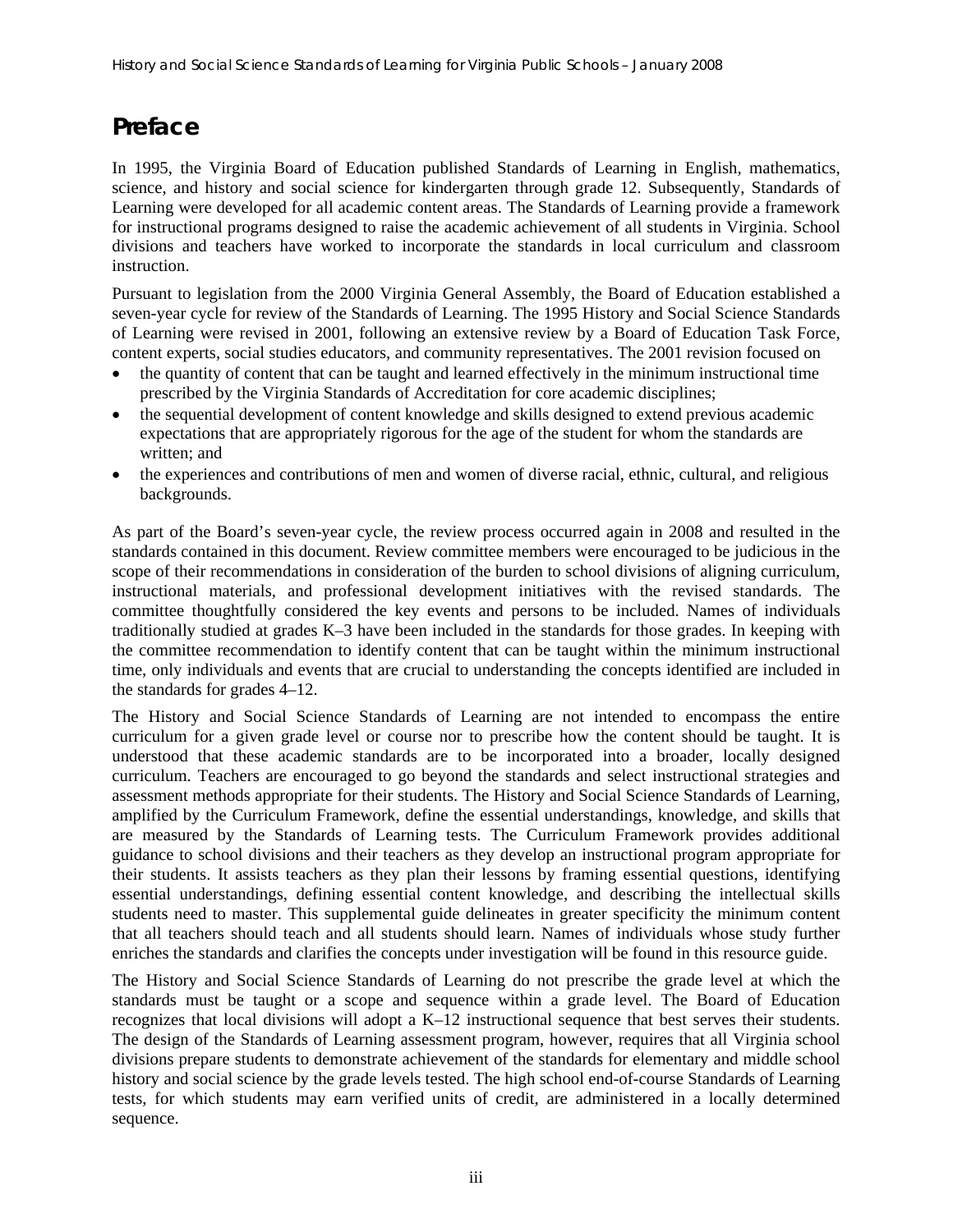# Preface

In 1995, the Virginia Board of Education published Standards of Learning in English, mathematics, science, and history and social science for kindergarten through grade 12. Subsequently, Standards of Learning were developed for all academic content areas. The Standards of Learning provide a framework for instructional programs designed to raise the academic achievement of all students in Virginia. School divisions and teachers have worked to incorporate the standards in local curriculum and classroom instruction.

Pursuant to legislation from the 2000 Virginia General Assembly, the Board of Education established a seven-year cycle for review of the Standards of Learning. The 1995 History and Social Science Standards of Learning were revised in 2001, following an extensive review by a Board of Education Task Force, content experts, social studies educators, and community representatives. The 2001 revision focused on

- the quantity of content that can be taught and learned effectively in the minimum instructional time prescribed by the Virginia Standards of Accreditation for core academic disciplines;
- the sequential development of content knowledge and skills designed to extend previous academic expectations that are appropriately rigorous for the age of the student for whom the standards are written; and
- the experiences and contributions of men and women of diverse racial, ethnic, cultural, and religious backgrounds.

As part of the Board's seven-year cycle, the review process occurred again in 2008 and resulted in the standards contained in this document. Review committee members were encouraged to be judicious in the scope of their recommendations in consideration of the burden to school divisions of aligning curriculum, instructional materials, and professional development initiatives with the revised standards. The committee thoughtfully considered the key events and persons to be included. Names of individuals traditionally studied at grades K–3 have been included in the standards for those grades. In keeping with the committee recommendation to identify content that can be taught within the minimum instructional time, only individuals and events that are crucial to understanding the concepts identified are included in the standards for grades 4–12.

The History and Social Science Standards of Learning are not intended to encompass the entire curriculum for a given grade level or course nor to prescribe how the content should be taught. It is understood that these academic standards are to be incorporated into a broader, locally designed curriculum. Teachers are encouraged to go beyond the standards and select instructional strategies and assessment methods appropriate for their students. The History and Social Science Standards of Learning, amplified by the Curriculum Framework, define the essential understandings, knowledge, and skills that are measured by the Standards of Learning tests. The Curriculum Framework provides additional guidance to school divisions and their teachers as they develop an instructional program appropriate for their students. It assists teachers as they plan their lessons by framing essential questions, identifying essential understandings, defining essential content knowledge, and describing the intellectual skills students need to master. This supplemental guide delineates in greater specificity the minimum content that all teachers should teach and all students should learn. Names of individuals whose study further enriches the standards and clarifies the concepts under investigation will be found in this resource guide.

The History and Social Science Standards of Learning do not prescribe the grade level at which the standards must be taught or a scope and sequence within a grade level. The Board of Education recognizes that local divisions will adopt a K–12 instructional sequence that best serves their students. The design of the Standards of Learning assessment program, however, requires that all Virginia school divisions prepare students to demonstrate achievement of the standards for elementary and middle school history and social science by the grade levels tested. The high school end-of-course Standards of Learning tests, for which students may earn verified units of credit, are administered in a locally determined sequence.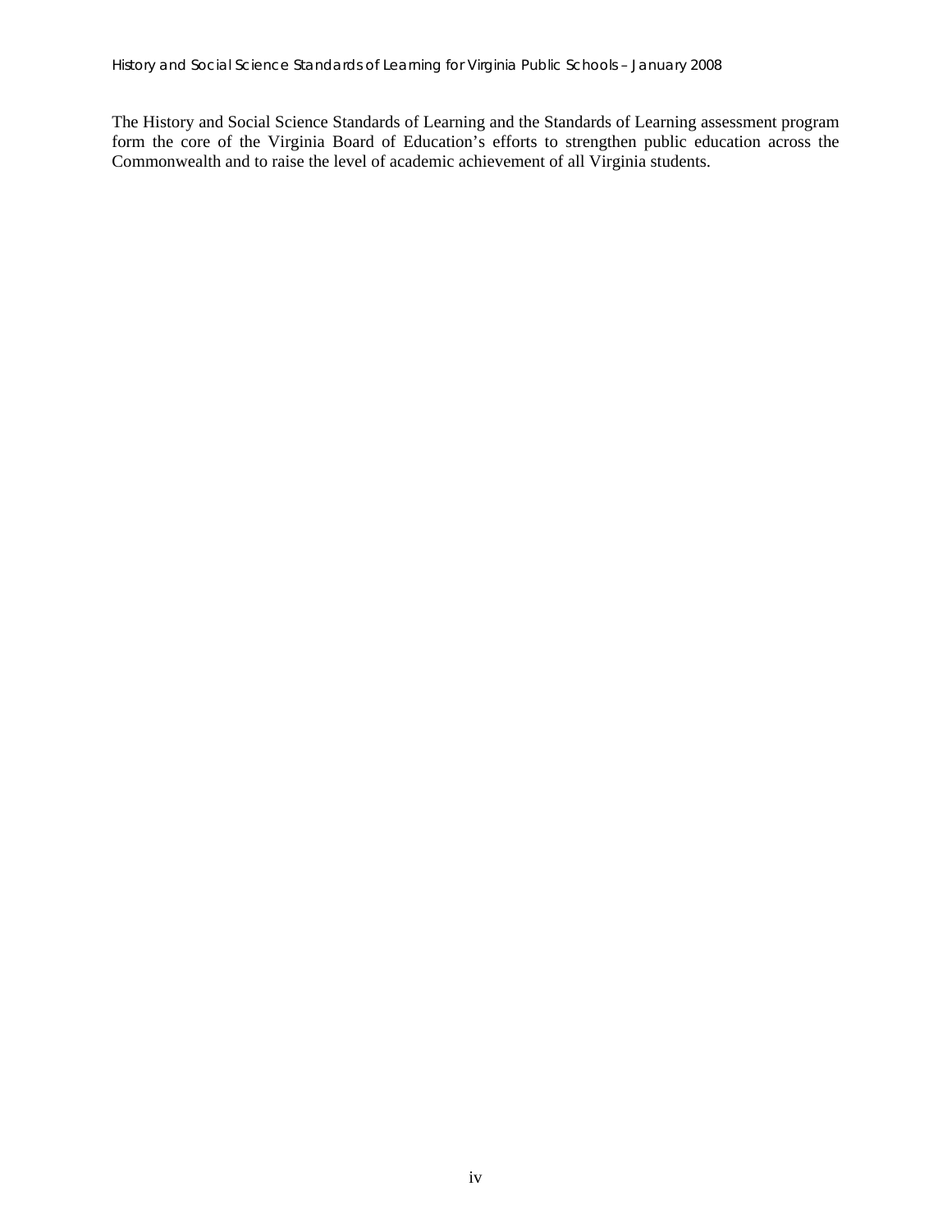The History and Social Science Standards of Learning and the Standards of Learning assessment program form the core of the Virginia Board of Education's efforts to strengthen public education across the Commonwealth and to raise the level of academic achievement of all Virginia students.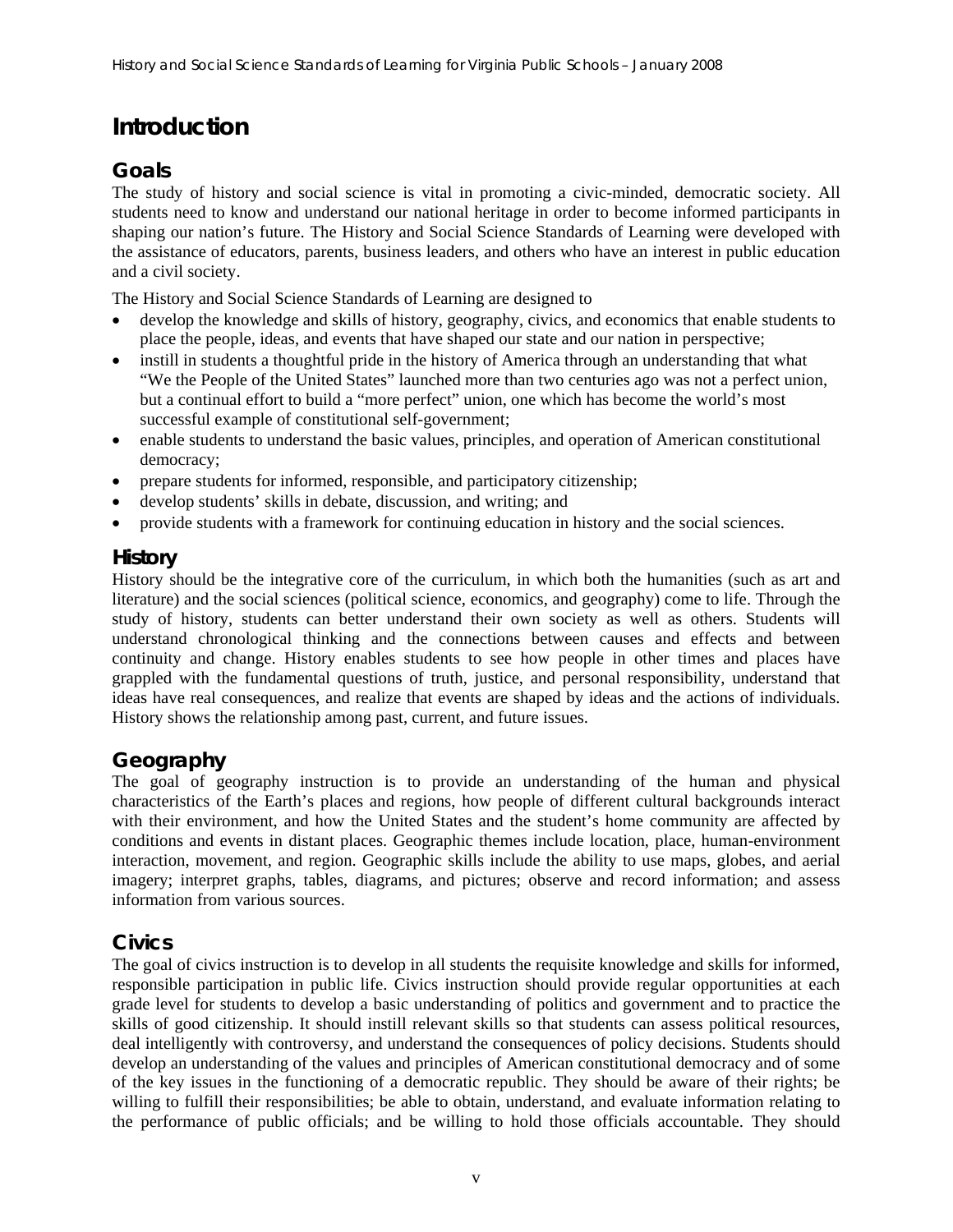# Introduction

## Goals

The study of history and social science is vital in promoting a civic-minded, democratic society. All students need to know and understand our national heritage in order to become informed participants in shaping our nation's future. The History and Social Science Standards of Learning were developed with the assistance of educators, parents, business leaders, and others who have an interest in public education and a civil society.

The History and Social Science Standards of Learning are designed to

- develop the knowledge and skills of history, geography, civics, and economics that enable students to place the people, ideas, and events that have shaped our state and our nation in perspective;
- instill in students a thoughtful pride in the history of America through an understanding that what "We the People of the United States" launched more than two centuries ago was not a perfect union, but a continual effort to build a "more perfect" union, one which has become the world's most successful example of constitutional self-government;
- enable students to understand the basic values, principles, and operation of American constitutional democracy;
- prepare students for informed, responsible, and participatory citizenship;
- develop students' skills in debate, discussion, and writing; and
- provide students with a framework for continuing education in history and the social sciences.

## History

History should be the integrative core of the curriculum, in which both the humanities (such as art and literature) and the social sciences (political science, economics, and geography) come to life. Through the study of history, students can better understand their own society as well as others. Students will understand chronological thinking and the connections between causes and effects and between continuity and change. History enables students to see how people in other times and places have grappled with the fundamental questions of truth, justice, and personal responsibility, understand that ideas have real consequences, and realize that events are shaped by ideas and the actions of individuals. History shows the relationship among past, current, and future issues.

## Geography

The goal of geography instruction is to provide an understanding of the human and physical characteristics of the Earth's places and regions, how people of different cultural backgrounds interact with their environment, and how the United States and the student's home community are affected by conditions and events in distant places. Geographic themes include location, place, human-environment interaction, movement, and region. Geographic skills include the ability to use maps, globes, and aerial imagery; interpret graphs, tables, diagrams, and pictures; observe and record information; and assess information from various sources.

## Civics

The goal of civics instruction is to develop in all students the requisite knowledge and skills for informed, responsible participation in public life. Civics instruction should provide regular opportunities at each grade level for students to develop a basic understanding of politics and government and to practice the skills of good citizenship. It should instill relevant skills so that students can assess political resources, deal intelligently with controversy, and understand the consequences of policy decisions. Students should develop an understanding of the values and principles of American constitutional democracy and of some of the key issues in the functioning of a democratic republic. They should be aware of their rights; be willing to fulfill their responsibilities; be able to obtain, understand, and evaluate information relating to the performance of public officials; and be willing to hold those officials accountable. They should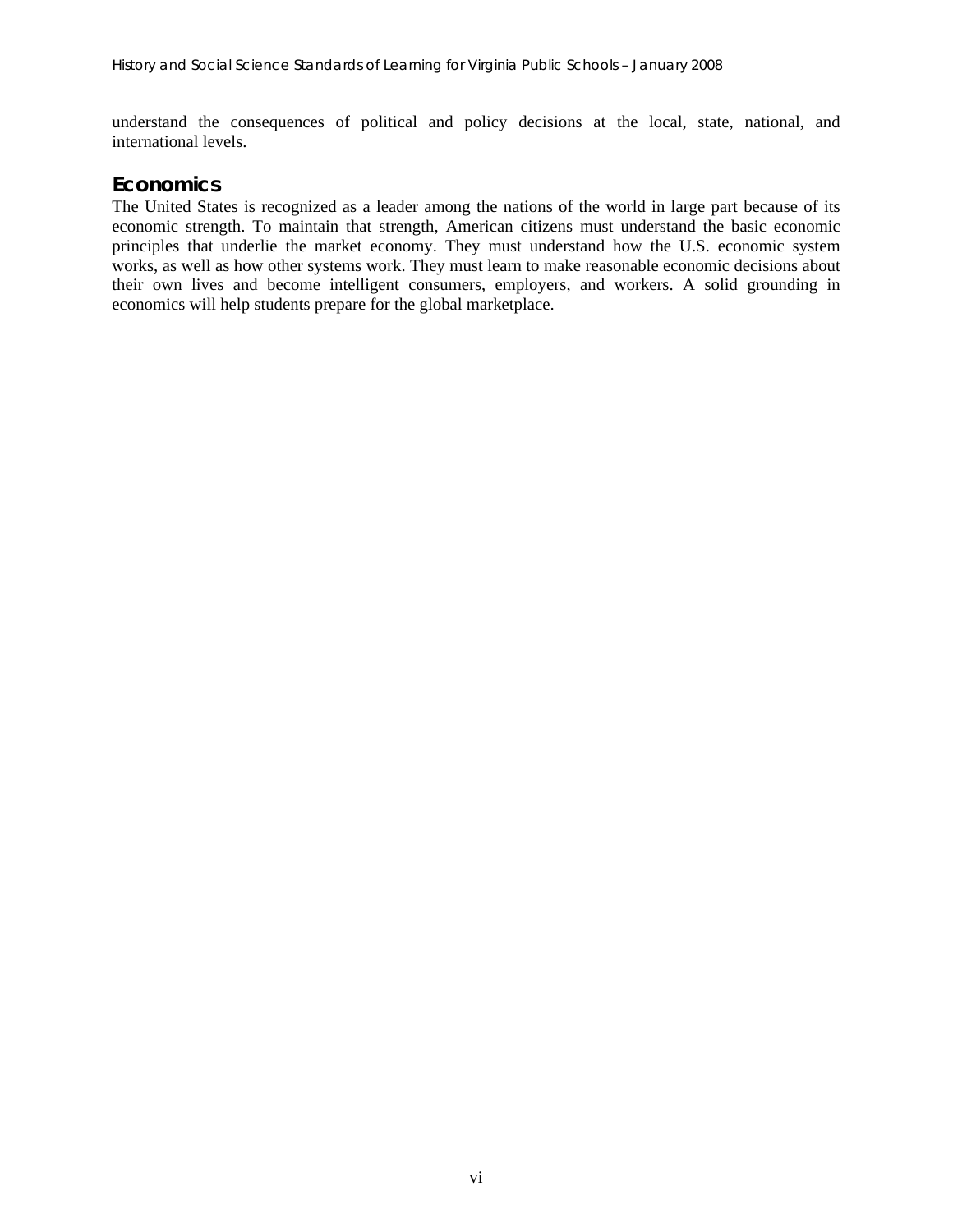understand the consequences of political and policy decisions at the local, state, national, and international levels.

## Economics

The United States is recognized as a leader among the nations of the world in large part because of its economic strength. To maintain that strength, American citizens must understand the basic economic principles that underlie the market economy. They must understand how the U.S. economic system works, as well as how other systems work. They must learn to make reasonable economic decisions about their own lives and become intelligent consumers, employers, and workers. A solid grounding in economics will help students prepare for the global marketplace.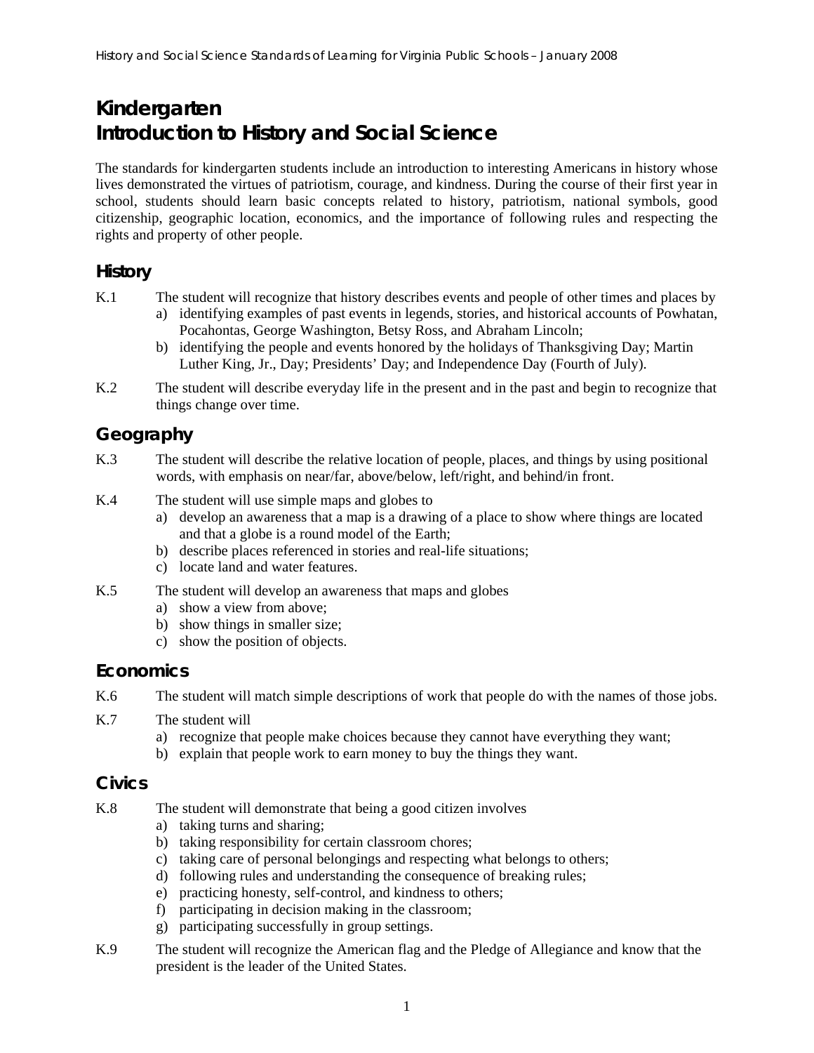# Kindergarten
# Introduction to History and Social Science

The standards for kindergarten students include an introduction to interesting Americans in history whose lives demonstrated the virtues of patriotism, courage, and kindness. During the course of their first year in school, students should learn basic concepts related to history, patriotism, national symbols, good citizenship, geographic location, economics, and the importance of following rules and respecting the rights and property of other people.

## History

K.1 The student will recognize that history describes events and people of other times and places by
- a) identifying examples of past events in legends, stories, and historical accounts of Powhatan, Pocahontas, George Washington, Betsy Ross, and Abraham Lincoln;
- b) identifying the people and events honored by the holidays of Thanksgiving Day; Martin Luther King, Jr., Day; Presidents' Day; and Independence Day (Fourth of July).

K.2 The student will describe everyday life in the present and in the past and begin to recognize that things change over time.

## Geography

K.3 The student will describe the relative location of people, places, and things by using positional words, with emphasis on near/far, above/below, left/right, and behind/in front.

K.4 The student will use simple maps and globes to
- a) develop an awareness that a map is a drawing of a place to show where things are located and that a globe is a round model of the Earth;
- b) describe places referenced in stories and real-life situations;
- c) locate land and water features.

K.5 The student will develop an awareness that maps and globes
- a) show a view from above;
- b) show things in smaller size;
- c) show the position of objects.

## Economics

K.6 The student will match simple descriptions of work that people do with the names of those jobs.

K.7 The student will
- a) recognize that people make choices because they cannot have everything they want;
- b) explain that people work to earn money to buy the things they want.

## Civics

K.8 The student will demonstrate that being a good citizen involves
- a) taking turns and sharing;
- b) taking responsibility for certain classroom chores;
- c) taking care of personal belongings and respecting what belongs to others;
- d) following rules and understanding the consequence of breaking rules;
- e) practicing honesty, self-control, and kindness to others;
- f) participating in decision making in the classroom;
- g) participating successfully in group settings.

K.9 The student will recognize the American flag and the Pledge of Allegiance and know that the president is the leader of the United States.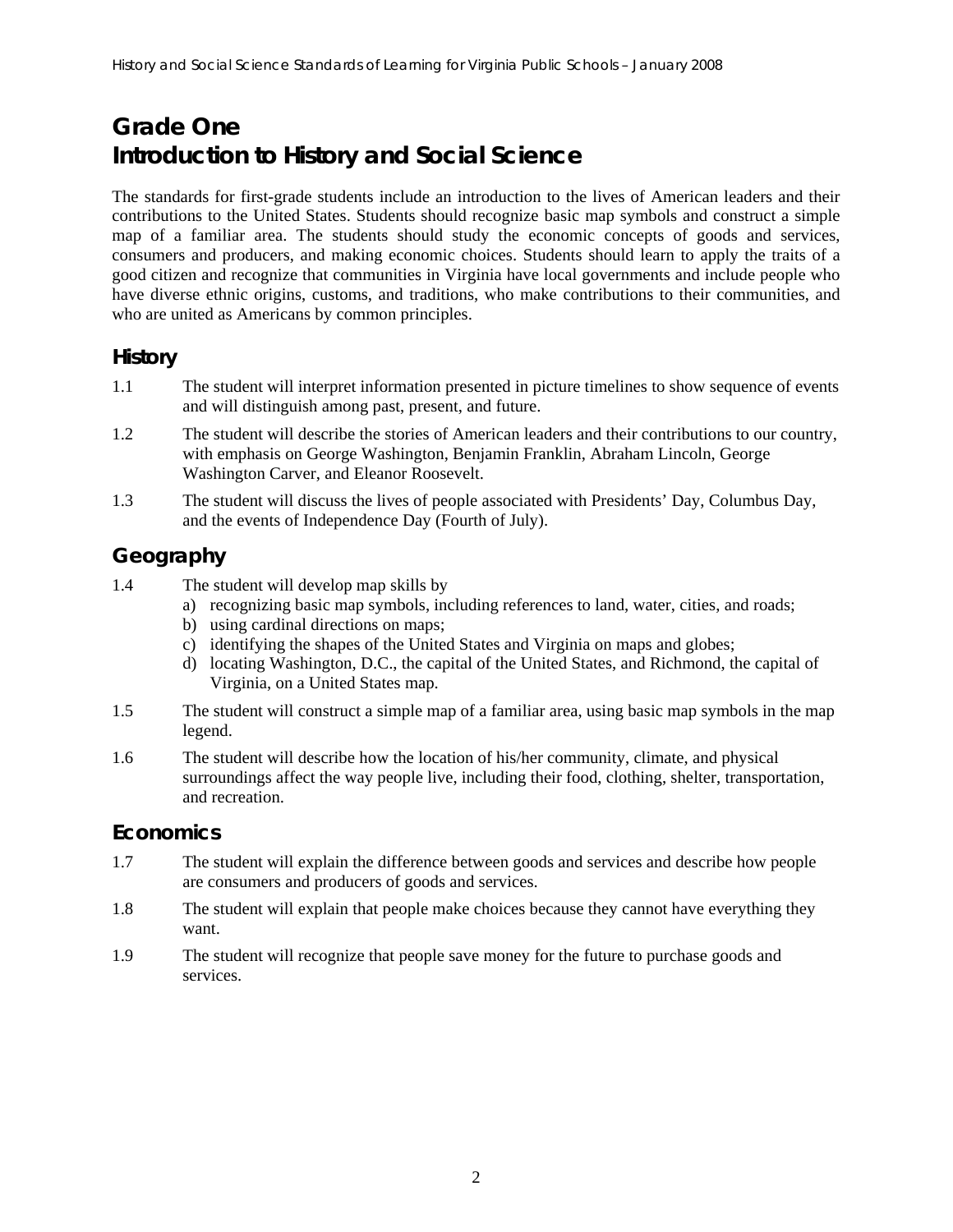# Grade One
# Introduction to History and Social Science

The standards for first-grade students include an introduction to the lives of American leaders and their contributions to the United States. Students should recognize basic map symbols and construct a simple map of a familiar area. The students should study the economic concepts of goods and services, consumers and producers, and making economic choices. Students should learn to apply the traits of a good citizen and recognize that communities in Virginia have local governments and include people who have diverse ethnic origins, customs, and traditions, who make contributions to their communities, and who are united as Americans by common principles.

## History

1.1 The student will interpret information presented in picture timelines to show sequence of events and will distinguish among past, present, and future.

1.2 The student will describe the stories of American leaders and their contributions to our country, with emphasis on George Washington, Benjamin Franklin, Abraham Lincoln, George Washington Carver, and Eleanor Roosevelt.

1.3 The student will discuss the lives of people associated with Presidents' Day, Columbus Day, and the events of Independence Day (Fourth of July).

## Geography

1.4 The student will develop map skills by
- a) recognizing basic map symbols, including references to land, water, cities, and roads;
- b) using cardinal directions on maps;
- c) identifying the shapes of the United States and Virginia on maps and globes;
- d) locating Washington, D.C., the capital of the United States, and Richmond, the capital of Virginia, on a United States map.

1.5 The student will construct a simple map of a familiar area, using basic map symbols in the map legend.

1.6 The student will describe how the location of his/her community, climate, and physical surroundings affect the way people live, including their food, clothing, shelter, transportation, and recreation.

## Economics

1.7 The student will explain the difference between goods and services and describe how people are consumers and producers of goods and services.

1.8 The student will explain that people make choices because they cannot have everything they want.

1.9 The student will recognize that people save money for the future to purchase goods and services.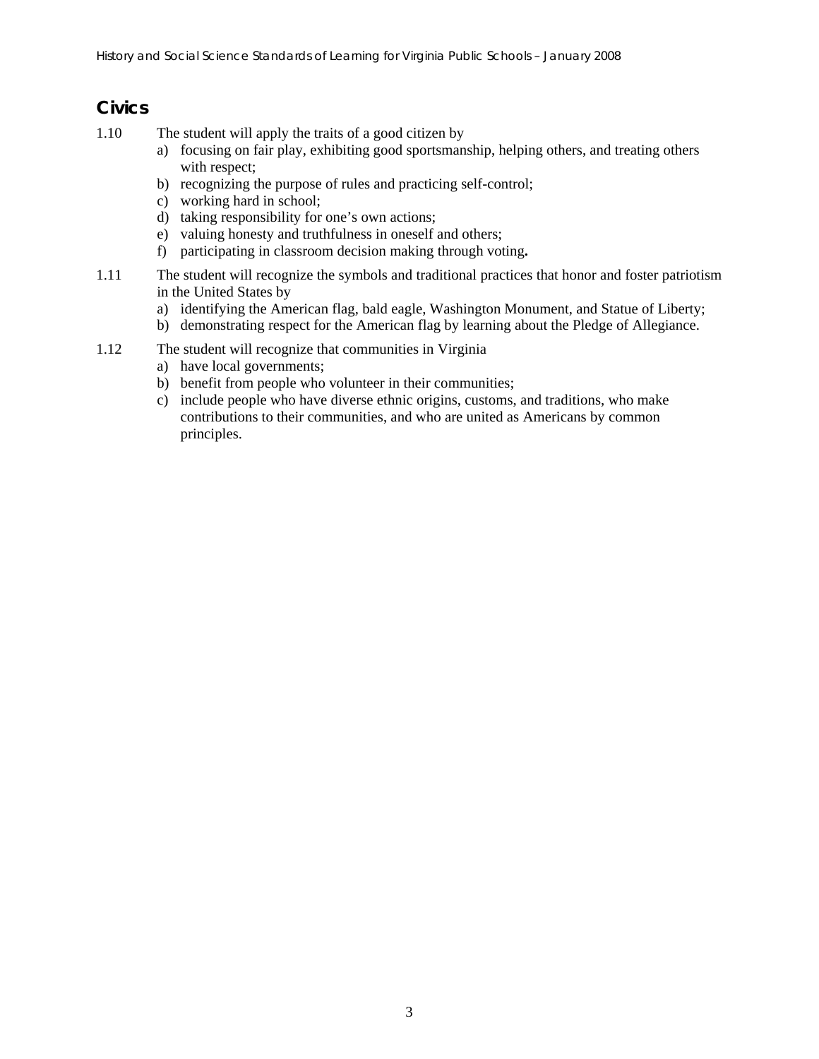## Civics

1.10 The student will apply the traits of a good citizen by

a) focusing on fair play, exhibiting good sportsmanship, helping others, and treating others with respect;
b) recognizing the purpose of rules and practicing self-control;
c) working hard in school;
d) taking responsibility for one's own actions;
e) valuing honesty and truthfulness in oneself and others;
f) participating in classroom decision making through voting**.**

1.11 The student will recognize the symbols and traditional practices that honor and foster patriotism in the United States by

a) identifying the American flag, bald eagle, Washington Monument, and Statue of Liberty;
b) demonstrating respect for the American flag by learning about the Pledge of Allegiance.

1.12 The student will recognize that communities in Virginia

a) have local governments;
b) benefit from people who volunteer in their communities;
c) include people who have diverse ethnic origins, customs, and traditions, who make contributions to their communities, and who are united as Americans by common principles.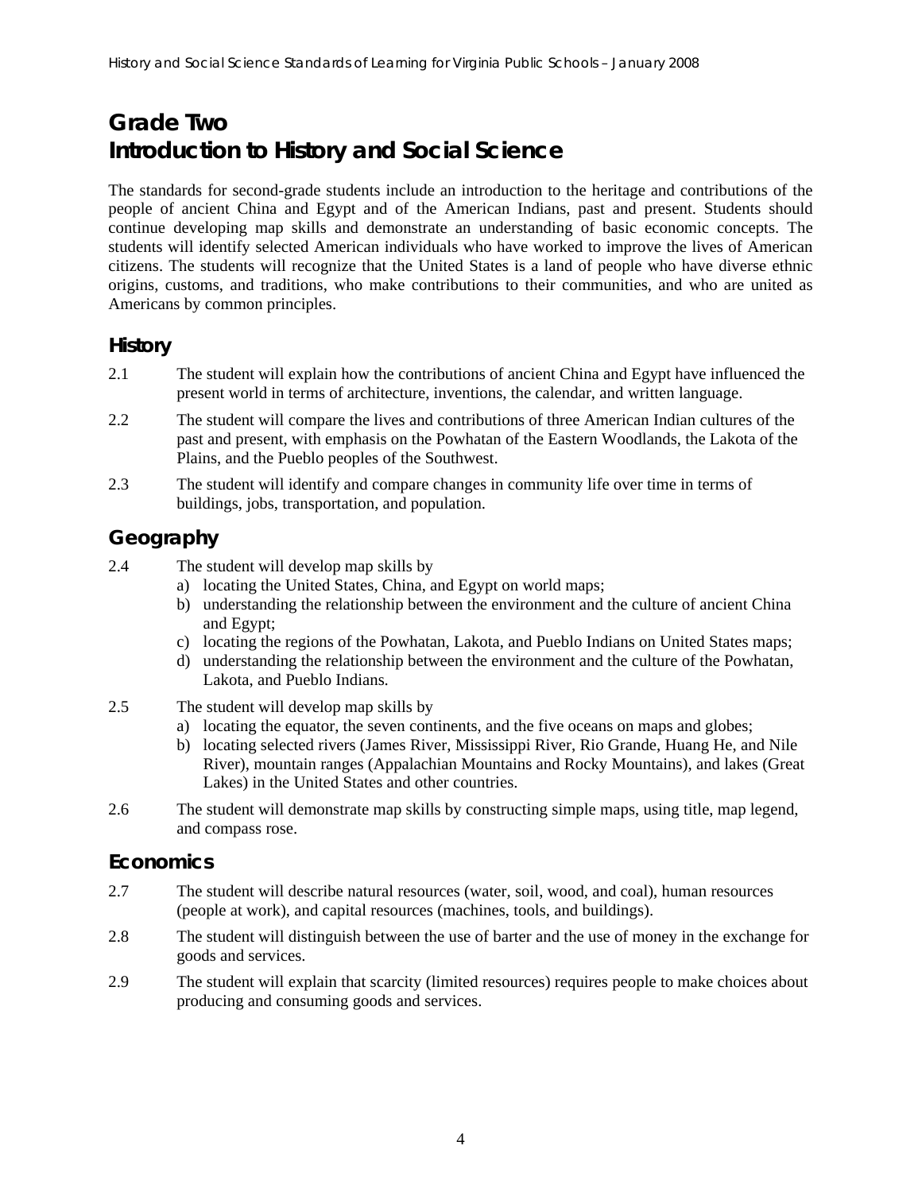# Grade Two
# Introduction to History and Social Science

The standards for second-grade students include an introduction to the heritage and contributions of the people of ancient China and Egypt and of the American Indians, past and present. Students should continue developing map skills and demonstrate an understanding of basic economic concepts. The students will identify selected American individuals who have worked to improve the lives of American citizens. The students will recognize that the United States is a land of people who have diverse ethnic origins, customs, and traditions, who make contributions to their communities, and who are united as Americans by common principles.

## History

2.1 The student will explain how the contributions of ancient China and Egypt have influenced the present world in terms of architecture, inventions, the calendar, and written language.

2.2 The student will compare the lives and contributions of three American Indian cultures of the past and present, with emphasis on the Powhatan of the Eastern Woodlands, the Lakota of the Plains, and the Pueblo peoples of the Southwest.

2.3 The student will identify and compare changes in community life over time in terms of buildings, jobs, transportation, and population.

## Geography

2.4 The student will develop map skills by
- a) locating the United States, China, and Egypt on world maps;
- b) understanding the relationship between the environment and the culture of ancient China and Egypt;
- c) locating the regions of the Powhatan, Lakota, and Pueblo Indians on United States maps;
- d) understanding the relationship between the environment and the culture of the Powhatan, Lakota, and Pueblo Indians.

2.5 The student will develop map skills by
- a) locating the equator, the seven continents, and the five oceans on maps and globes;
- b) locating selected rivers (James River, Mississippi River, Rio Grande, Huang He, and Nile River), mountain ranges (Appalachian Mountains and Rocky Mountains), and lakes (Great Lakes) in the United States and other countries.

2.6 The student will demonstrate map skills by constructing simple maps, using title, map legend, and compass rose.

## Economics

2.7 The student will describe natural resources (water, soil, wood, and coal), human resources (people at work), and capital resources (machines, tools, and buildings).

2.8 The student will distinguish between the use of barter and the use of money in the exchange for goods and services.

2.9 The student will explain that scarcity (limited resources) requires people to make choices about producing and consuming goods and services.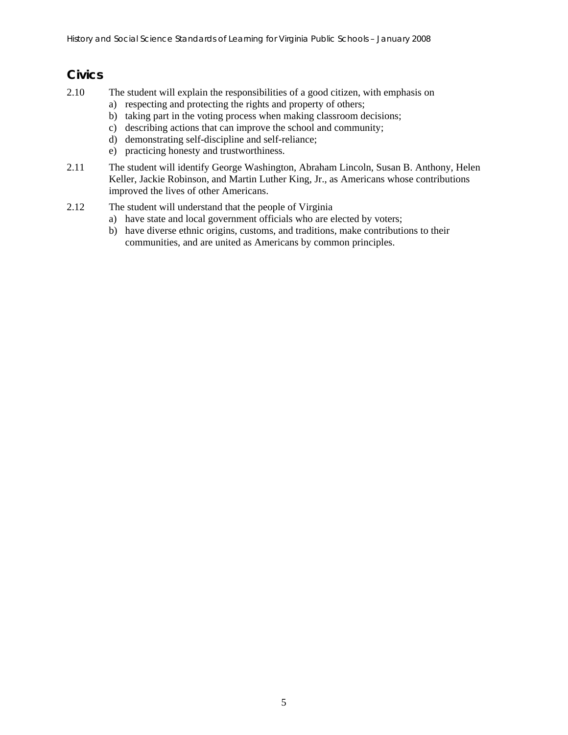## Civics

2.10 The student will explain the responsibilities of a good citizen, with emphasis on

a) respecting and protecting the rights and property of others;
b) taking part in the voting process when making classroom decisions;
c) describing actions that can improve the school and community;
d) demonstrating self-discipline and self-reliance;
e) practicing honesty and trustworthiness.

2.11 The student will identify George Washington, Abraham Lincoln, Susan B. Anthony, Helen Keller, Jackie Robinson, and Martin Luther King, Jr., as Americans whose contributions improved the lives of other Americans.

2.12 The student will understand that the people of Virginia

a) have state and local government officials who are elected by voters;
b) have diverse ethnic origins, customs, and traditions, make contributions to their communities, and are united as Americans by common principles.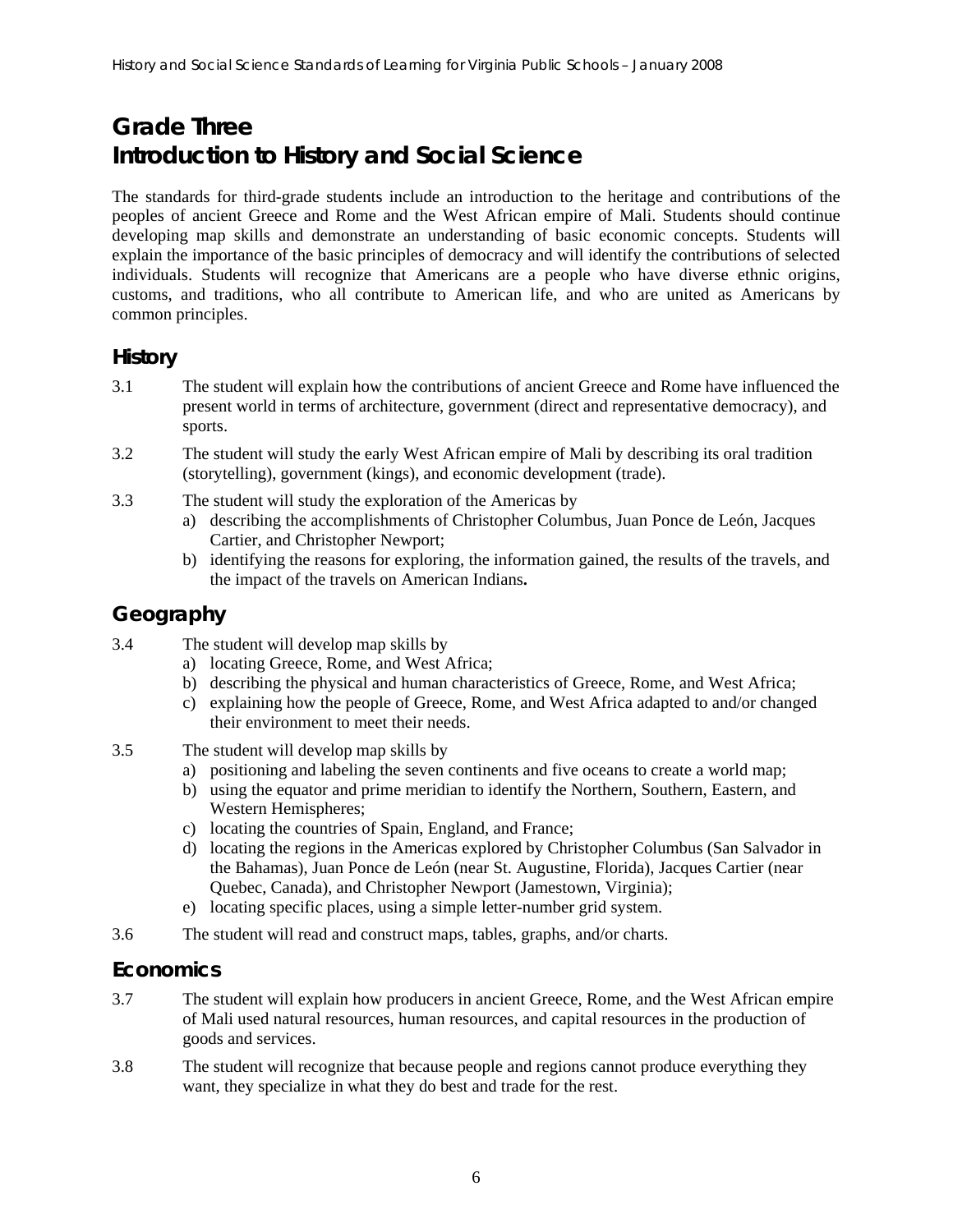# Grade Three
# Introduction to History and Social Science

The standards for third-grade students include an introduction to the heritage and contributions of the peoples of ancient Greece and Rome and the West African empire of Mali. Students should continue developing map skills and demonstrate an understanding of basic economic concepts. Students will explain the importance of the basic principles of democracy and will identify the contributions of selected individuals. Students will recognize that Americans are a people who have diverse ethnic origins, customs, and traditions, who all contribute to American life, and who are united as Americans by common principles.

## History

3.1 The student will explain how the contributions of ancient Greece and Rome have influenced the present world in terms of architecture, government (direct and representative democracy), and sports.

3.2 The student will study the early West African empire of Mali by describing its oral tradition (storytelling), government (kings), and economic development (trade).

3.3 The student will study the exploration of the Americas by
- a) describing the accomplishments of Christopher Columbus, Juan Ponce de León, Jacques Cartier, and Christopher Newport;
- b) identifying the reasons for exploring, the information gained, the results of the travels, and the impact of the travels on American Indians**.**

## Geography

3.4 The student will develop map skills by
- a) locating Greece, Rome, and West Africa;
- b) describing the physical and human characteristics of Greece, Rome, and West Africa;
- c) explaining how the people of Greece, Rome, and West Africa adapted to and/or changed their environment to meet their needs.

3.5 The student will develop map skills by
- a) positioning and labeling the seven continents and five oceans to create a world map;
- b) using the equator and prime meridian to identify the Northern, Southern, Eastern, and Western Hemispheres;
- c) locating the countries of Spain, England, and France;
- d) locating the regions in the Americas explored by Christopher Columbus (San Salvador in the Bahamas), Juan Ponce de León (near St. Augustine, Florida), Jacques Cartier (near Quebec, Canada), and Christopher Newport (Jamestown, Virginia);
- e) locating specific places, using a simple letter-number grid system.

3.6 The student will read and construct maps, tables, graphs, and/or charts.

## Economics

3.7 The student will explain how producers in ancient Greece, Rome, and the West African empire of Mali used natural resources, human resources, and capital resources in the production of goods and services.

3.8 The student will recognize that because people and regions cannot produce everything they want, they specialize in what they do best and trade for the rest.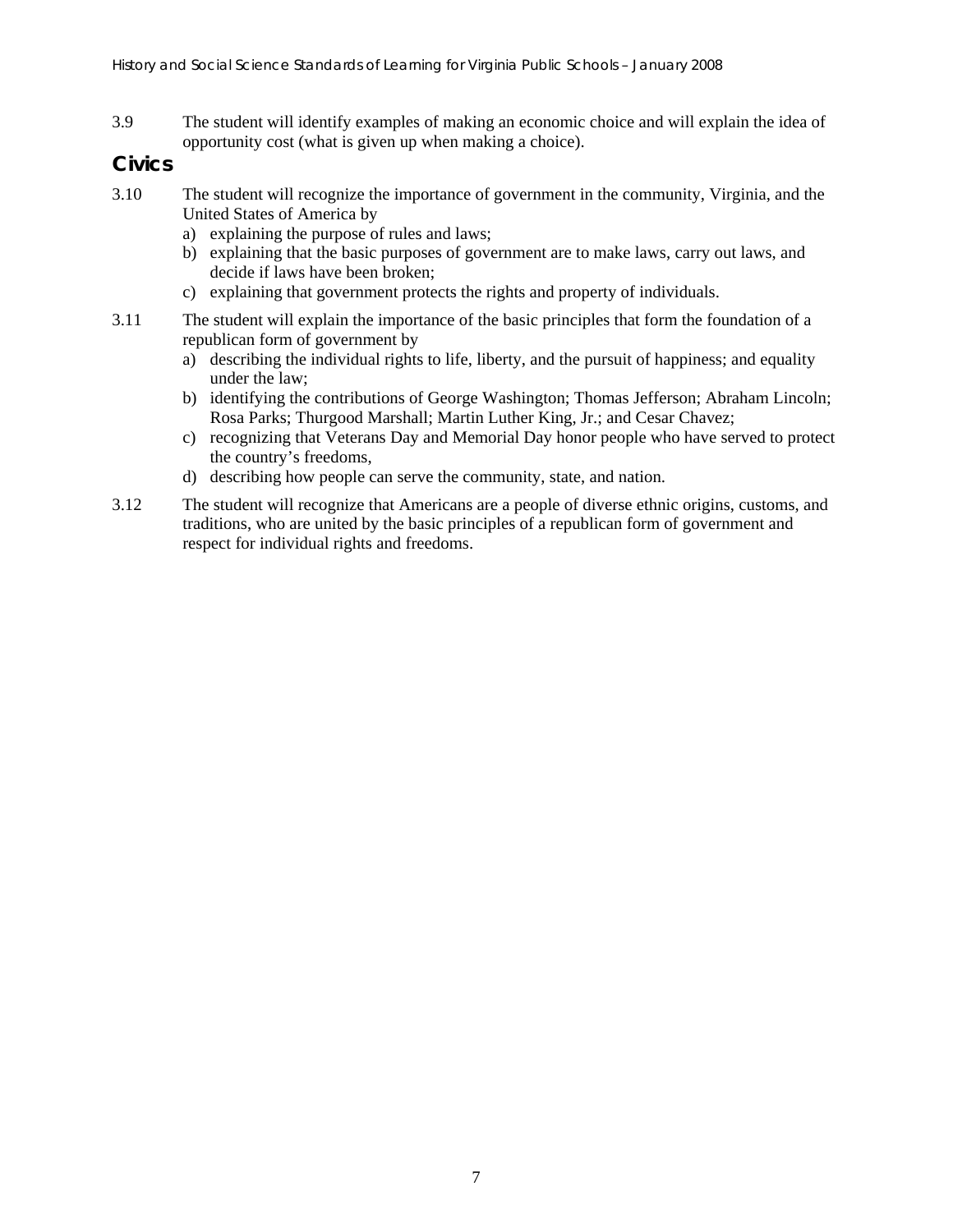3.9 The student will identify examples of making an economic choice and will explain the idea of opportunity cost (what is given up when making a choice).

## Civics

3.10 The student will recognize the importance of government in the community, Virginia, and the United States of America by

a) explaining the purpose of rules and laws;
b) explaining that the basic purposes of government are to make laws, carry out laws, and decide if laws have been broken;
c) explaining that government protects the rights and property of individuals.

3.11 The student will explain the importance of the basic principles that form the foundation of a republican form of government by

a) describing the individual rights to life, liberty, and the pursuit of happiness; and equality under the law;
b) identifying the contributions of George Washington; Thomas Jefferson; Abraham Lincoln; Rosa Parks; Thurgood Marshall; Martin Luther King, Jr.; and Cesar Chavez;
c) recognizing that Veterans Day and Memorial Day honor people who have served to protect the country's freedoms,
d) describing how people can serve the community, state, and nation.

3.12 The student will recognize that Americans are a people of diverse ethnic origins, customs, and traditions, who are united by the basic principles of a republican form of government and respect for individual rights and freedoms.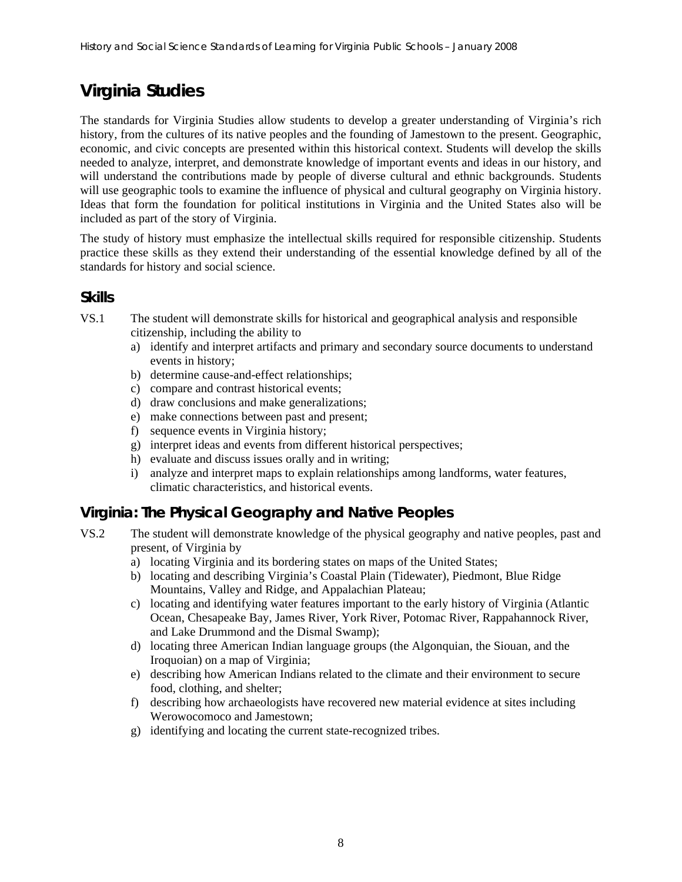# Virginia Studies

The standards for Virginia Studies allow students to develop a greater understanding of Virginia's rich history, from the cultures of its native peoples and the founding of Jamestown to the present. Geographic, economic, and civic concepts are presented within this historical context. Students will develop the skills needed to analyze, interpret, and demonstrate knowledge of important events and ideas in our history, and will understand the contributions made by people of diverse cultural and ethnic backgrounds. Students will use geographic tools to examine the influence of physical and cultural geography on Virginia history. Ideas that form the foundation for political institutions in Virginia and the United States also will be included as part of the story of Virginia.

The study of history must emphasize the intellectual skills required for responsible citizenship. Students practice these skills as they extend their understanding of the essential knowledge defined by all of the standards for history and social science.

## Skills

VS.1 The student will demonstrate skills for historical and geographical analysis and responsible citizenship, including the ability to

a) identify and interpret artifacts and primary and secondary source documents to understand events in history;
b) determine cause-and-effect relationships;
c) compare and contrast historical events;
d) draw conclusions and make generalizations;
e) make connections between past and present;
f) sequence events in Virginia history;
g) interpret ideas and events from different historical perspectives;
h) evaluate and discuss issues orally and in writing;
i) analyze and interpret maps to explain relationships among landforms, water features, climatic characteristics, and historical events.

## Virginia: The Physical Geography and Native Peoples

VS.2 The student will demonstrate knowledge of the physical geography and native peoples, past and present, of Virginia by

a) locating Virginia and its bordering states on maps of the United States;
b) locating and describing Virginia's Coastal Plain (Tidewater), Piedmont, Blue Ridge Mountains, Valley and Ridge, and Appalachian Plateau;
c) locating and identifying water features important to the early history of Virginia (Atlantic Ocean, Chesapeake Bay, James River, York River, Potomac River, Rappahannock River, and Lake Drummond and the Dismal Swamp);
d) locating three American Indian language groups (the Algonquian, the Siouan, and the Iroquoian) on a map of Virginia;
e) describing how American Indians related to the climate and their environment to secure food, clothing, and shelter;
f) describing how archaeologists have recovered new material evidence at sites including Werowocomoco and Jamestown;
g) identifying and locating the current state-recognized tribes.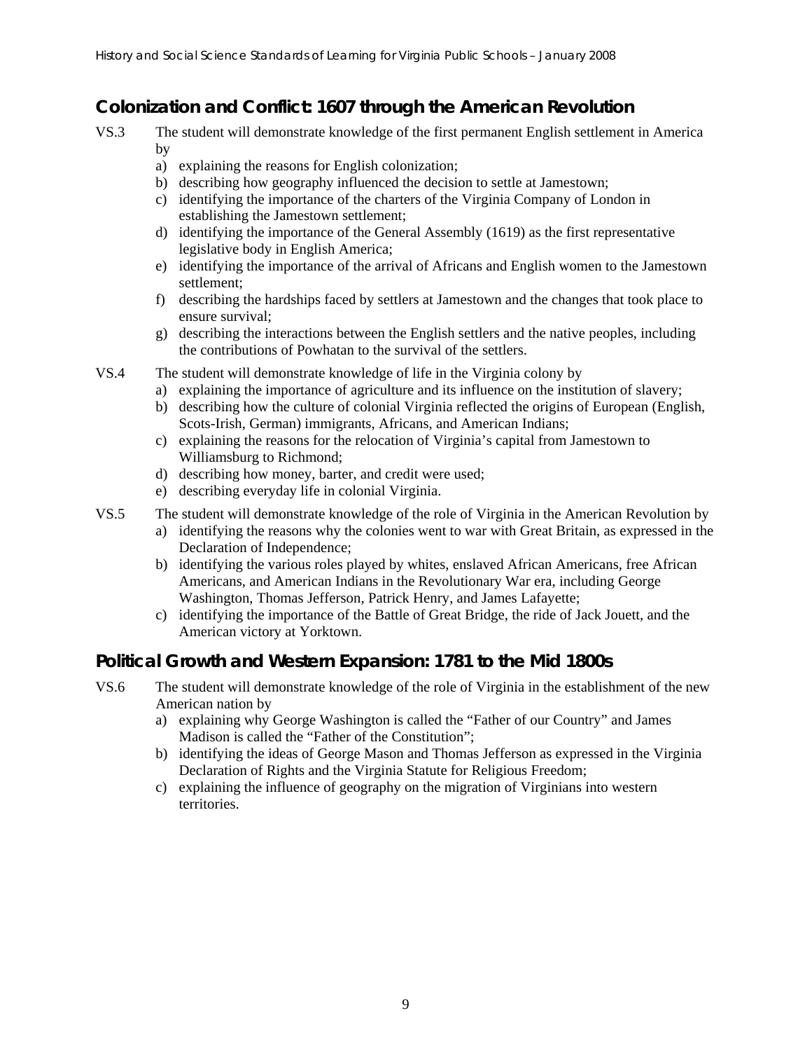## Colonization and Conflict: 1607 through the American Revolution

VS.3 The student will demonstrate knowledge of the first permanent English settlement in America by
- a) explaining the reasons for English colonization;
- b) describing how geography influenced the decision to settle at Jamestown;
- c) identifying the importance of the charters of the Virginia Company of London in establishing the Jamestown settlement;
- d) identifying the importance of the General Assembly (1619) as the first representative legislative body in English America;
- e) identifying the importance of the arrival of Africans and English women to the Jamestown settlement;
- f) describing the hardships faced by settlers at Jamestown and the changes that took place to ensure survival;
- g) describing the interactions between the English settlers and the native peoples, including the contributions of Powhatan to the survival of the settlers.

VS.4 The student will demonstrate knowledge of life in the Virginia colony by
- a) explaining the importance of agriculture and its influence on the institution of slavery;
- b) describing how the culture of colonial Virginia reflected the origins of European (English, Scots-Irish, German) immigrants, Africans, and American Indians;
- c) explaining the reasons for the relocation of Virginia's capital from Jamestown to Williamsburg to Richmond;
- d) describing how money, barter, and credit were used;
- e) describing everyday life in colonial Virginia.

VS.5 The student will demonstrate knowledge of the role of Virginia in the American Revolution by
- a) identifying the reasons why the colonies went to war with Great Britain, as expressed in the Declaration of Independence;
- b) identifying the various roles played by whites, enslaved African Americans, free African Americans, and American Indians in the Revolutionary War era, including George Washington, Thomas Jefferson, Patrick Henry, and James Lafayette;
- c) identifying the importance of the Battle of Great Bridge, the ride of Jack Jouett, and the American victory at Yorktown.

## Political Growth and Western Expansion: 1781 to the Mid 1800s

VS.6 The student will demonstrate knowledge of the role of Virginia in the establishment of the new American nation by
- a) explaining why George Washington is called the "Father of our Country" and James Madison is called the "Father of the Constitution";
- b) identifying the ideas of George Mason and Thomas Jefferson as expressed in the Virginia Declaration of Rights and the Virginia Statute for Religious Freedom;
- c) explaining the influence of geography on the migration of Virginians into western territories.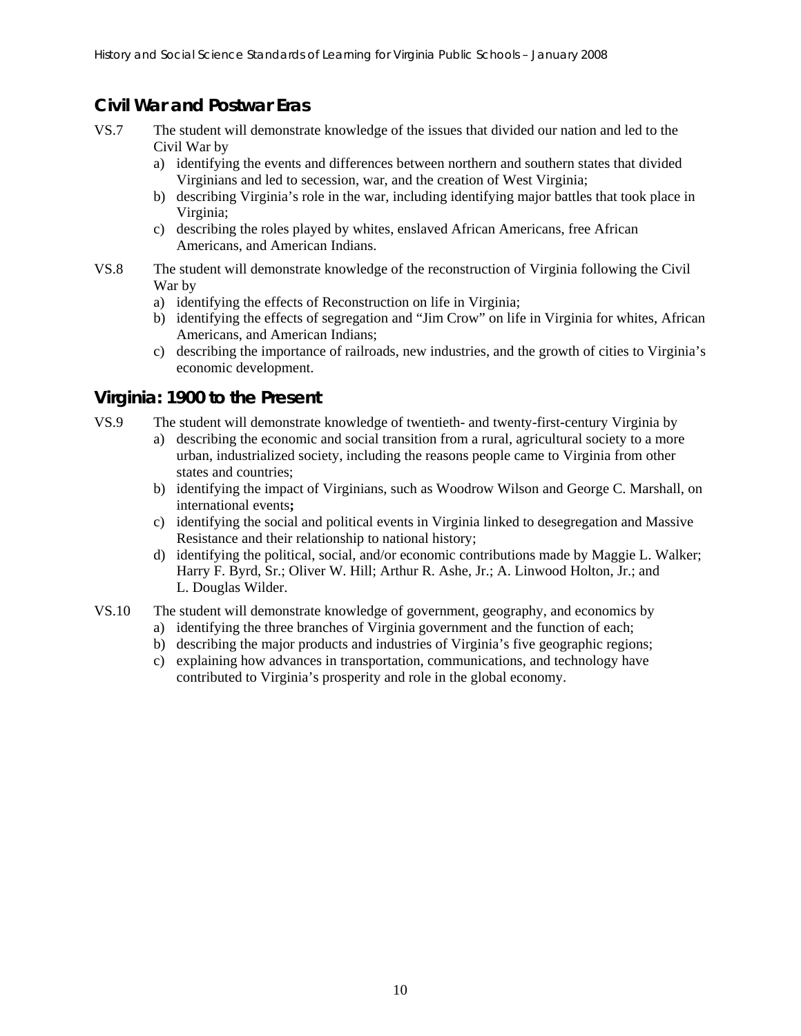## Civil War and Postwar Eras

VS.7 The student will demonstrate knowledge of the issues that divided our nation and led to the Civil War by

a) identifying the events and differences between northern and southern states that divided Virginians and led to secession, war, and the creation of West Virginia;
b) describing Virginia's role in the war, including identifying major battles that took place in Virginia;
c) describing the roles played by whites, enslaved African Americans, free African Americans, and American Indians.

VS.8 The student will demonstrate knowledge of the reconstruction of Virginia following the Civil War by

a) identifying the effects of Reconstruction on life in Virginia;
b) identifying the effects of segregation and "Jim Crow" on life in Virginia for whites, African Americans, and American Indians;
c) describing the importance of railroads, new industries, and the growth of cities to Virginia's economic development.

## Virginia: 1900 to the Present

VS.9 The student will demonstrate knowledge of twentieth- and twenty-first-century Virginia by

a) describing the economic and social transition from a rural, agricultural society to a more urban, industrialized society, including the reasons people came to Virginia from other states and countries;
b) identifying the impact of Virginians, such as Woodrow Wilson and George C. Marshall, on international events**;**
c) identifying the social and political events in Virginia linked to desegregation and Massive Resistance and their relationship to national history;
d) identifying the political, social, and/or economic contributions made by Maggie L. Walker; Harry F. Byrd, Sr.; Oliver W. Hill; Arthur R. Ashe, Jr.; A. Linwood Holton, Jr.; and L. Douglas Wilder.

VS.10 The student will demonstrate knowledge of government, geography, and economics by

a) identifying the three branches of Virginia government and the function of each;
b) describing the major products and industries of Virginia's five geographic regions;
c) explaining how advances in transportation, communications, and technology have contributed to Virginia's prosperity and role in the global economy.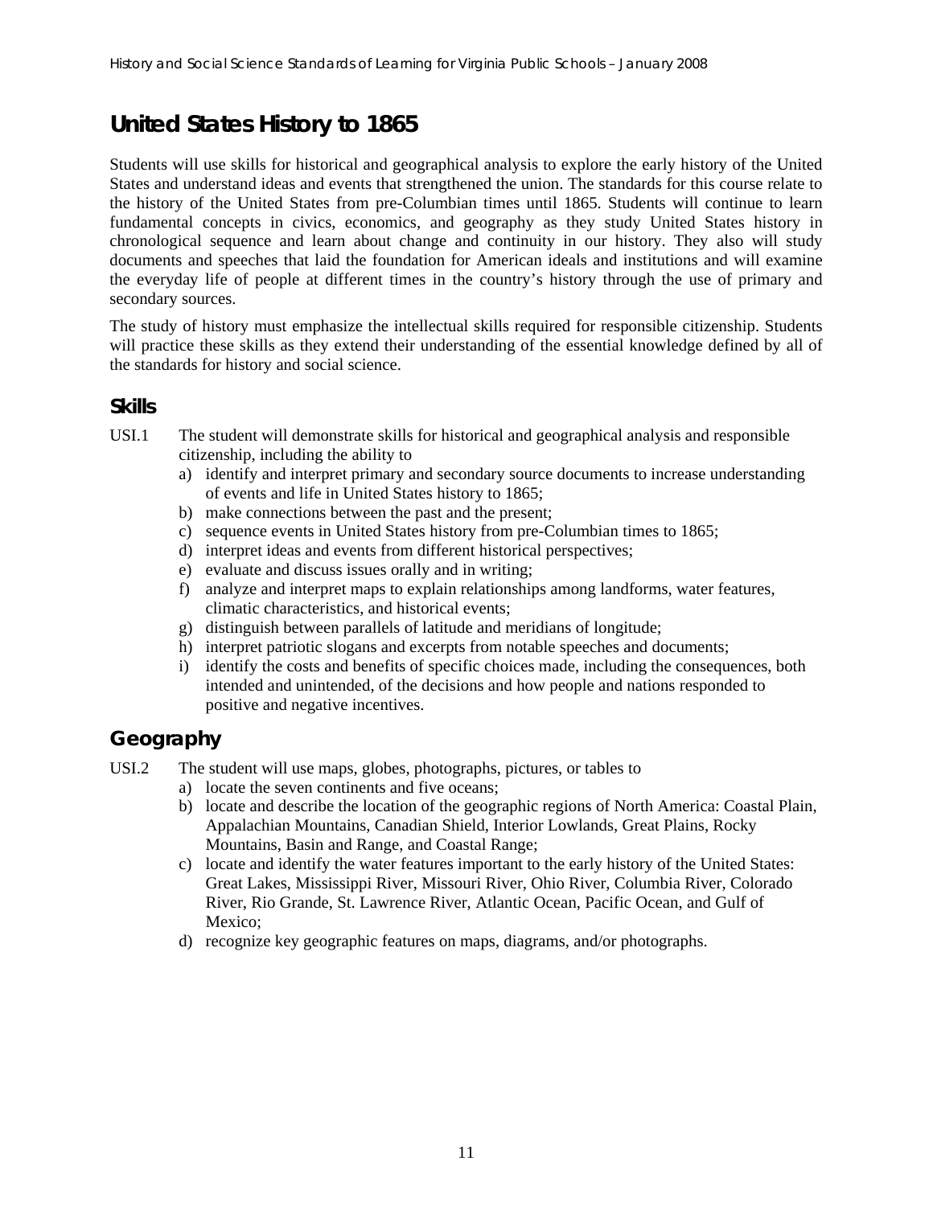# United States History to 1865

Students will use skills for historical and geographical analysis to explore the early history of the United States and understand ideas and events that strengthened the union. The standards for this course relate to the history of the United States from pre-Columbian times until 1865. Students will continue to learn fundamental concepts in civics, economics, and geography as they study United States history in chronological sequence and learn about change and continuity in our history. They also will study documents and speeches that laid the foundation for American ideals and institutions and will examine the everyday life of people at different times in the country's history through the use of primary and secondary sources.

The study of history must emphasize the intellectual skills required for responsible citizenship. Students will practice these skills as they extend their understanding of the essential knowledge defined by all of the standards for history and social science.

## Skills

USI.1 The student will demonstrate skills for historical and geographical analysis and responsible citizenship, including the ability to

a) identify and interpret primary and secondary source documents to increase understanding of events and life in United States history to 1865;
b) make connections between the past and the present;
c) sequence events in United States history from pre-Columbian times to 1865;
d) interpret ideas and events from different historical perspectives;
e) evaluate and discuss issues orally and in writing;
f) analyze and interpret maps to explain relationships among landforms, water features, climatic characteristics, and historical events;
g) distinguish between parallels of latitude and meridians of longitude;
h) interpret patriotic slogans and excerpts from notable speeches and documents;
i) identify the costs and benefits of specific choices made, including the consequences, both intended and unintended, of the decisions and how people and nations responded to positive and negative incentives.

## Geography

USI.2 The student will use maps, globes, photographs, pictures, or tables to

a) locate the seven continents and five oceans;
b) locate and describe the location of the geographic regions of North America: Coastal Plain, Appalachian Mountains, Canadian Shield, Interior Lowlands, Great Plains, Rocky Mountains, Basin and Range, and Coastal Range;
c) locate and identify the water features important to the early history of the United States: Great Lakes, Mississippi River, Missouri River, Ohio River, Columbia River, Colorado River, Rio Grande, St. Lawrence River, Atlantic Ocean, Pacific Ocean, and Gulf of Mexico;
d) recognize key geographic features on maps, diagrams, and/or photographs.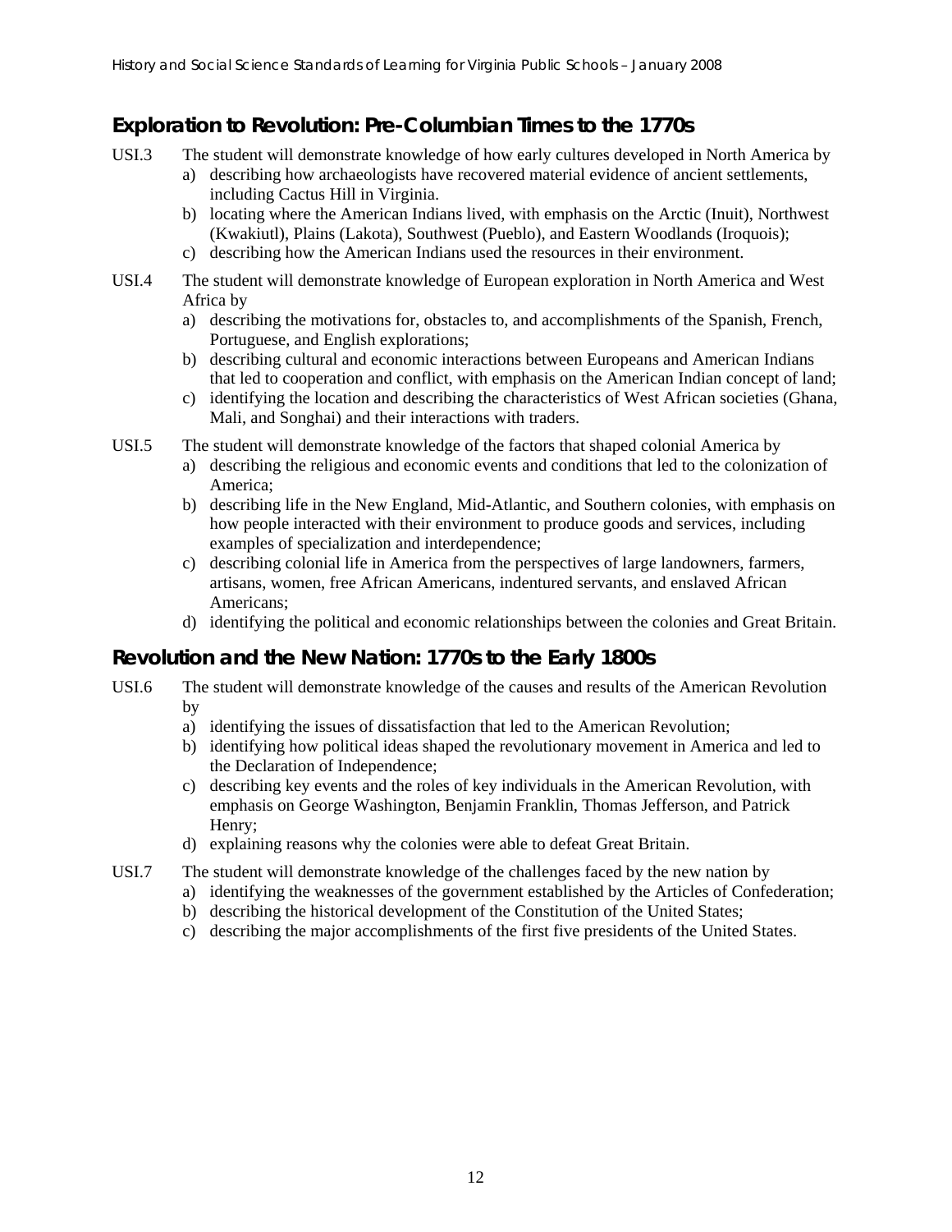## Exploration to Revolution: Pre-Columbian Times to the 1770s

USI.3 The student will demonstrate knowledge of how early cultures developed in North America by

a) describing how archaeologists have recovered material evidence of ancient settlements, including Cactus Hill in Virginia.
b) locating where the American Indians lived, with emphasis on the Arctic (Inuit), Northwest (Kwakiutl), Plains (Lakota), Southwest (Pueblo), and Eastern Woodlands (Iroquois);
c) describing how the American Indians used the resources in their environment.

USI.4 The student will demonstrate knowledge of European exploration in North America and West Africa by

a) describing the motivations for, obstacles to, and accomplishments of the Spanish, French, Portuguese, and English explorations;
b) describing cultural and economic interactions between Europeans and American Indians that led to cooperation and conflict, with emphasis on the American Indian concept of land;
c) identifying the location and describing the characteristics of West African societies (Ghana, Mali, and Songhai) and their interactions with traders.

USI.5 The student will demonstrate knowledge of the factors that shaped colonial America by

a) describing the religious and economic events and conditions that led to the colonization of America;
b) describing life in the New England, Mid-Atlantic, and Southern colonies, with emphasis on how people interacted with their environment to produce goods and services, including examples of specialization and interdependence;
c) describing colonial life in America from the perspectives of large landowners, farmers, artisans, women, free African Americans, indentured servants, and enslaved African Americans;
d) identifying the political and economic relationships between the colonies and Great Britain.

## Revolution and the New Nation: 1770s to the Early 1800s

USI.6 The student will demonstrate knowledge of the causes and results of the American Revolution by

a) identifying the issues of dissatisfaction that led to the American Revolution;
b) identifying how political ideas shaped the revolutionary movement in America and led to the Declaration of Independence;
c) describing key events and the roles of key individuals in the American Revolution, with emphasis on George Washington, Benjamin Franklin, Thomas Jefferson, and Patrick Henry;
d) explaining reasons why the colonies were able to defeat Great Britain.

USI.7 The student will demonstrate knowledge of the challenges faced by the new nation by

a) identifying the weaknesses of the government established by the Articles of Confederation;
b) describing the historical development of the Constitution of the United States;
c) describing the major accomplishments of the first five presidents of the United States.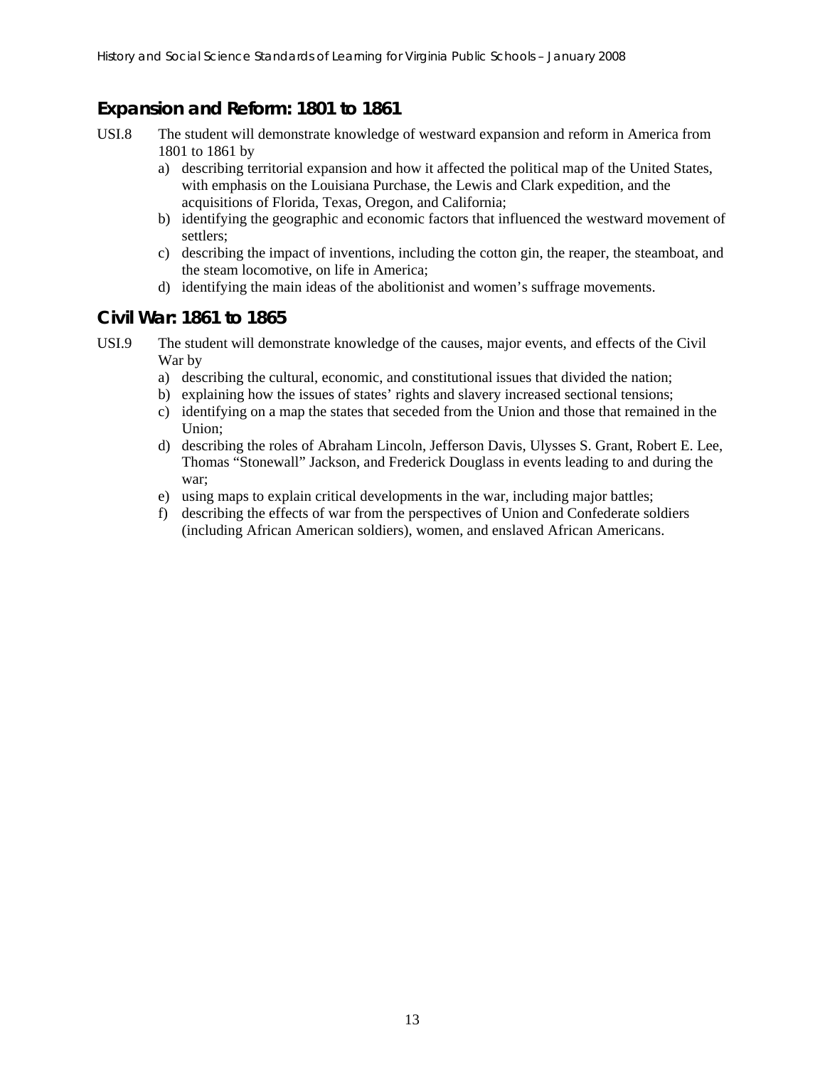## Expansion and Reform: 1801 to 1861

USI.8 The student will demonstrate knowledge of westward expansion and reform in America from 1801 to 1861 by

a) describing territorial expansion and how it affected the political map of the United States, with emphasis on the Louisiana Purchase, the Lewis and Clark expedition, and the acquisitions of Florida, Texas, Oregon, and California;
b) identifying the geographic and economic factors that influenced the westward movement of settlers;
c) describing the impact of inventions, including the cotton gin, the reaper, the steamboat, and the steam locomotive, on life in America;
d) identifying the main ideas of the abolitionist and women's suffrage movements.

## Civil War: 1861 to 1865

USI.9 The student will demonstrate knowledge of the causes, major events, and effects of the Civil War by

a) describing the cultural, economic, and constitutional issues that divided the nation;
b) explaining how the issues of states' rights and slavery increased sectional tensions;
c) identifying on a map the states that seceded from the Union and those that remained in the Union;
d) describing the roles of Abraham Lincoln, Jefferson Davis, Ulysses S. Grant, Robert E. Lee, Thomas "Stonewall" Jackson, and Frederick Douglass in events leading to and during the war;
e) using maps to explain critical developments in the war, including major battles;
f) describing the effects of war from the perspectives of Union and Confederate soldiers (including African American soldiers), women, and enslaved African Americans.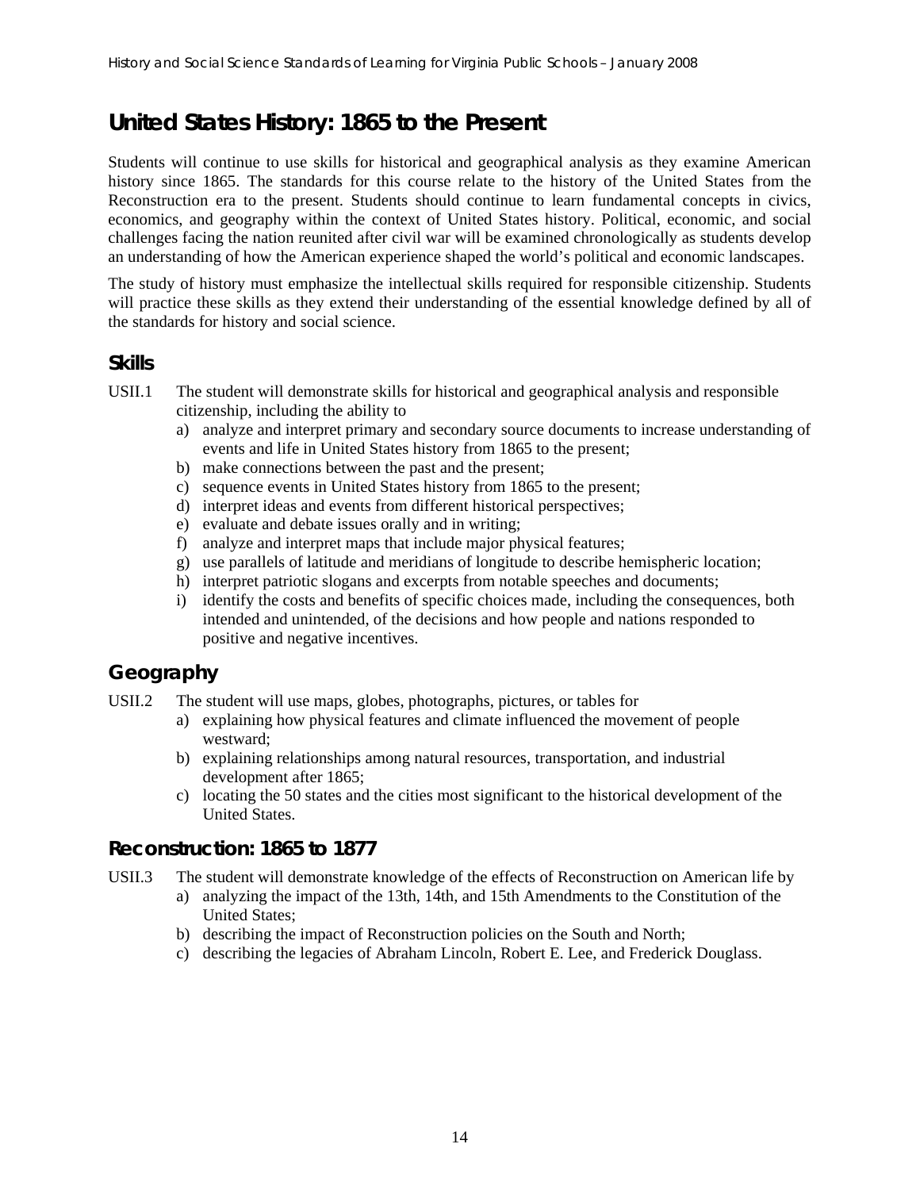# United States History: 1865 to the Present

Students will continue to use skills for historical and geographical analysis as they examine American history since 1865. The standards for this course relate to the history of the United States from the Reconstruction era to the present. Students should continue to learn fundamental concepts in civics, economics, and geography within the context of United States history. Political, economic, and social challenges facing the nation reunited after civil war will be examined chronologically as students develop an understanding of how the American experience shaped the world's political and economic landscapes.

The study of history must emphasize the intellectual skills required for responsible citizenship. Students will practice these skills as they extend their understanding of the essential knowledge defined by all of the standards for history and social science.

## Skills

USII.1 The student will demonstrate skills for historical and geographical analysis and responsible citizenship, including the ability to

a) analyze and interpret primary and secondary source documents to increase understanding of events and life in United States history from 1865 to the present;
b) make connections between the past and the present;
c) sequence events in United States history from 1865 to the present;
d) interpret ideas and events from different historical perspectives;
e) evaluate and debate issues orally and in writing;
f) analyze and interpret maps that include major physical features;
g) use parallels of latitude and meridians of longitude to describe hemispheric location;
h) interpret patriotic slogans and excerpts from notable speeches and documents;
i) identify the costs and benefits of specific choices made, including the consequences, both intended and unintended, of the decisions and how people and nations responded to positive and negative incentives.

## Geography

USII.2 The student will use maps, globes, photographs, pictures, or tables for

a) explaining how physical features and climate influenced the movement of people westward;
b) explaining relationships among natural resources, transportation, and industrial development after 1865;
c) locating the 50 states and the cities most significant to the historical development of the United States.

## Reconstruction: 1865 to 1877

USII.3 The student will demonstrate knowledge of the effects of Reconstruction on American life by

a) analyzing the impact of the 13th, 14th, and 15th Amendments to the Constitution of the United States;
b) describing the impact of Reconstruction policies on the South and North;
c) describing the legacies of Abraham Lincoln, Robert E. Lee, and Frederick Douglass.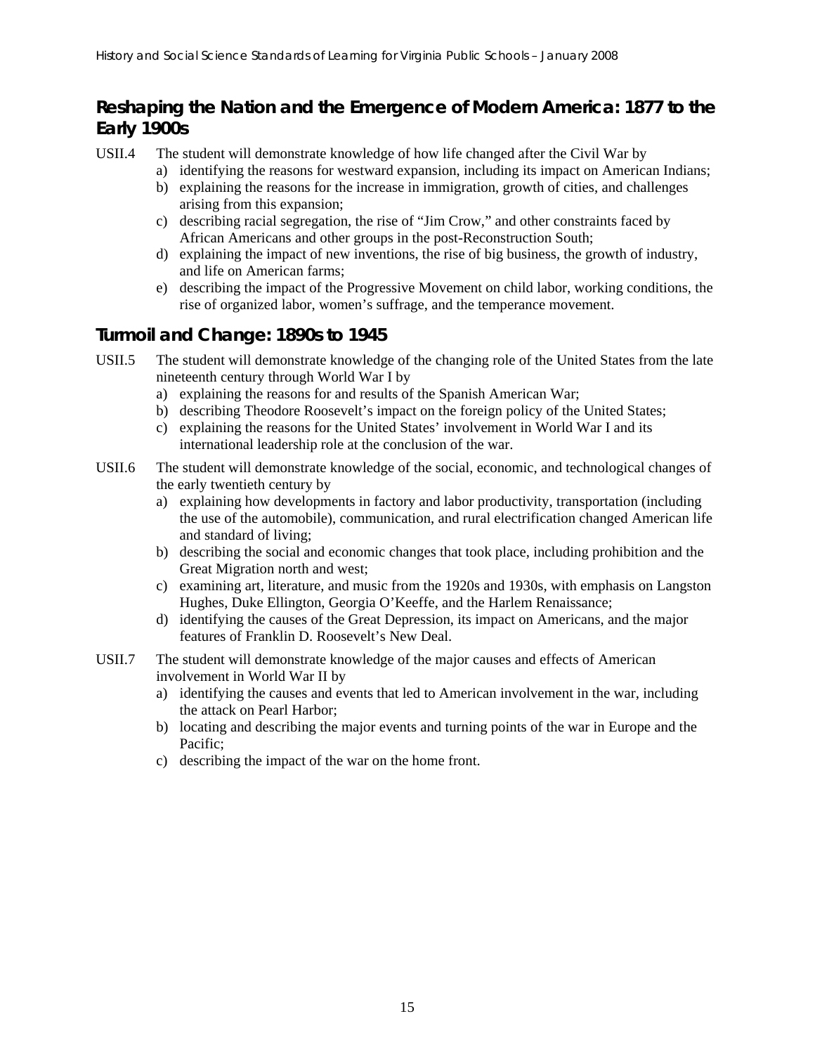## Reshaping the Nation and the Emergence of Modern America: 1877 to the Early 1900s

USII.4 The student will demonstrate knowledge of how life changed after the Civil War by

a) identifying the reasons for westward expansion, including its impact on American Indians;
b) explaining the reasons for the increase in immigration, growth of cities, and challenges arising from this expansion;
c) describing racial segregation, the rise of "Jim Crow," and other constraints faced by African Americans and other groups in the post-Reconstruction South;
d) explaining the impact of new inventions, the rise of big business, the growth of industry, and life on American farms;
e) describing the impact of the Progressive Movement on child labor, working conditions, the rise of organized labor, women's suffrage, and the temperance movement.

## Turmoil and Change: 1890s to 1945

USII.5 The student will demonstrate knowledge of the changing role of the United States from the late nineteenth century through World War I by

a) explaining the reasons for and results of the Spanish American War;
b) describing Theodore Roosevelt's impact on the foreign policy of the United States;
c) explaining the reasons for the United States' involvement in World War I and its international leadership role at the conclusion of the war.

USII.6 The student will demonstrate knowledge of the social, economic, and technological changes of the early twentieth century by

a) explaining how developments in factory and labor productivity, transportation (including the use of the automobile), communication, and rural electrification changed American life and standard of living;
b) describing the social and economic changes that took place, including prohibition and the Great Migration north and west;
c) examining art, literature, and music from the 1920s and 1930s, with emphasis on Langston Hughes, Duke Ellington, Georgia O'Keeffe, and the Harlem Renaissance;
d) identifying the causes of the Great Depression, its impact on Americans, and the major features of Franklin D. Roosevelt's New Deal.

USII.7 The student will demonstrate knowledge of the major causes and effects of American involvement in World War II by

a) identifying the causes and events that led to American involvement in the war, including the attack on Pearl Harbor;
b) locating and describing the major events and turning points of the war in Europe and the Pacific;
c) describing the impact of the war on the home front.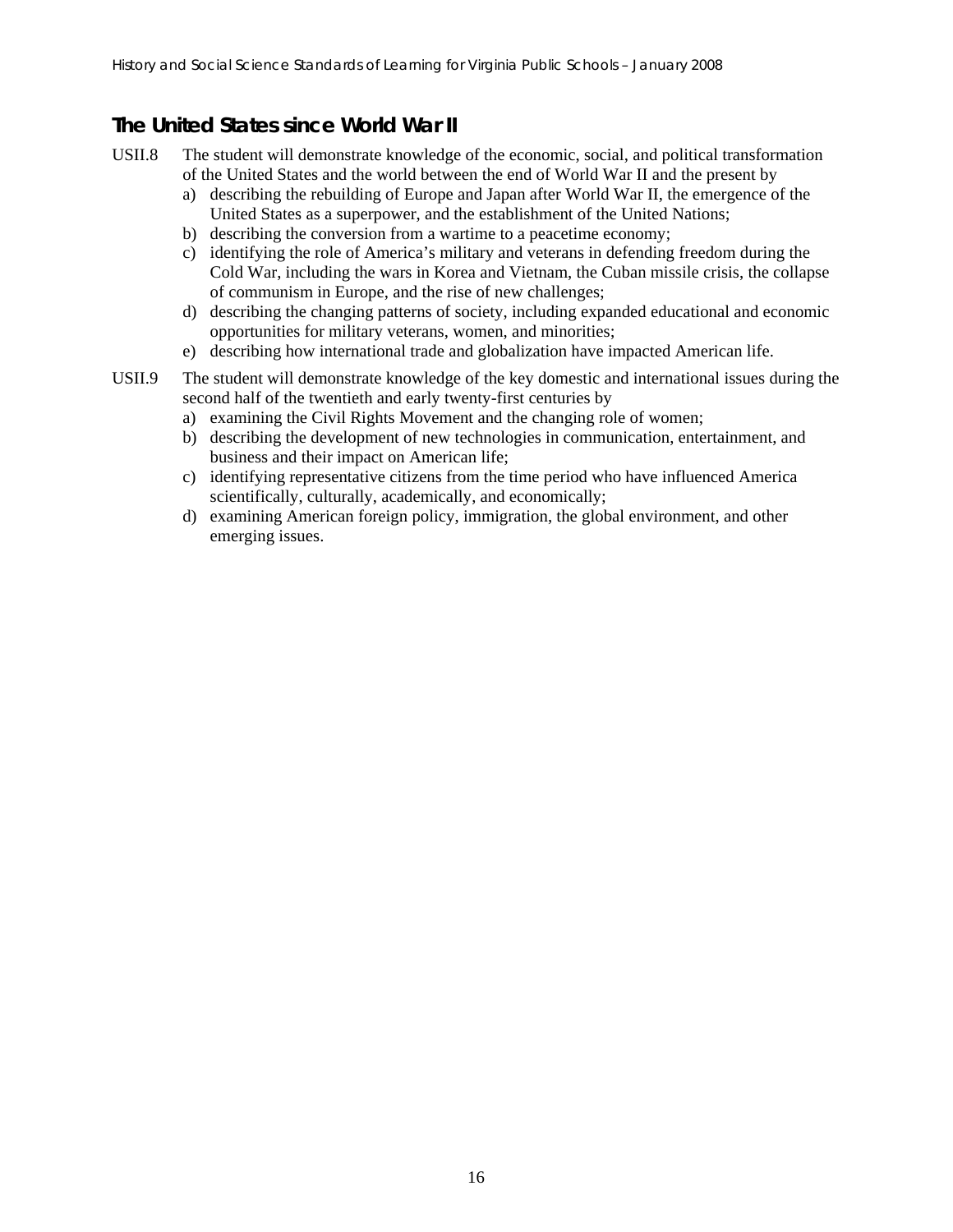## The United States since World War II

USII.8 The student will demonstrate knowledge of the economic, social, and political transformation of the United States and the world between the end of World War II and the present by

a) describing the rebuilding of Europe and Japan after World War II, the emergence of the United States as a superpower, and the establishment of the United Nations;
b) describing the conversion from a wartime to a peacetime economy;
c) identifying the role of America's military and veterans in defending freedom during the Cold War, including the wars in Korea and Vietnam, the Cuban missile crisis, the collapse of communism in Europe, and the rise of new challenges;
d) describing the changing patterns of society, including expanded educational and economic opportunities for military veterans, women, and minorities;
e) describing how international trade and globalization have impacted American life.

USII.9 The student will demonstrate knowledge of the key domestic and international issues during the second half of the twentieth and early twenty-first centuries by

a) examining the Civil Rights Movement and the changing role of women;
b) describing the development of new technologies in communication, entertainment, and business and their impact on American life;
c) identifying representative citizens from the time period who have influenced America scientifically, culturally, academically, and economically;
d) examining American foreign policy, immigration, the global environment, and other emerging issues.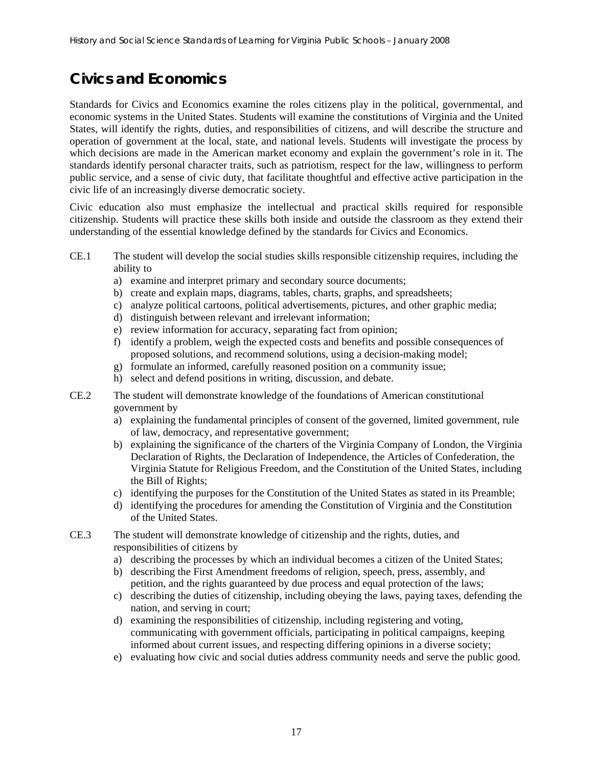# Civics and Economics

Standards for Civics and Economics examine the roles citizens play in the political, governmental, and economic systems in the United States. Students will examine the constitutions of Virginia and the United States, will identify the rights, duties, and responsibilities of citizens, and will describe the structure and operation of government at the local, state, and national levels. Students will investigate the process by which decisions are made in the American market economy and explain the government's role in it. The standards identify personal character traits, such as patriotism, respect for the law, willingness to perform public service, and a sense of civic duty, that facilitate thoughtful and effective active participation in the civic life of an increasingly diverse democratic society.

Civic education also must emphasize the intellectual and practical skills required for responsible citizenship. Students will practice these skills both inside and outside the classroom as they extend their understanding of the essential knowledge defined by the standards for Civics and Economics.

CE.1 The student will develop the social studies skills responsible citizenship requires, including the ability to

a) examine and interpret primary and secondary source documents;
b) create and explain maps, diagrams, tables, charts, graphs, and spreadsheets;
c) analyze political cartoons, political advertisements, pictures, and other graphic media;
d) distinguish between relevant and irrelevant information;
e) review information for accuracy, separating fact from opinion;
f) identify a problem, weigh the expected costs and benefits and possible consequences of proposed solutions, and recommend solutions, using a decision-making model;
g) formulate an informed, carefully reasoned position on a community issue;
h) select and defend positions in writing, discussion, and debate.

CE.2 The student will demonstrate knowledge of the foundations of American constitutional government by

a) explaining the fundamental principles of consent of the governed, limited government, rule of law, democracy, and representative government;
b) explaining the significance of the charters of the Virginia Company of London, the Virginia Declaration of Rights, the Declaration of Independence, the Articles of Confederation, the Virginia Statute for Religious Freedom, and the Constitution of the United States, including the Bill of Rights;
c) identifying the purposes for the Constitution of the United States as stated in its Preamble;
d) identifying the procedures for amending the Constitution of Virginia and the Constitution of the United States.

CE.3 The student will demonstrate knowledge of citizenship and the rights, duties, and responsibilities of citizens by

a) describing the processes by which an individual becomes a citizen of the United States;
b) describing the First Amendment freedoms of religion, speech, press, assembly, and petition, and the rights guaranteed by due process and equal protection of the laws;
c) describing the duties of citizenship, including obeying the laws, paying taxes, defending the nation, and serving in court;
d) examining the responsibilities of citizenship, including registering and voting, communicating with government officials, participating in political campaigns, keeping informed about current issues, and respecting differing opinions in a diverse society;
e) evaluating how civic and social duties address community needs and serve the public good.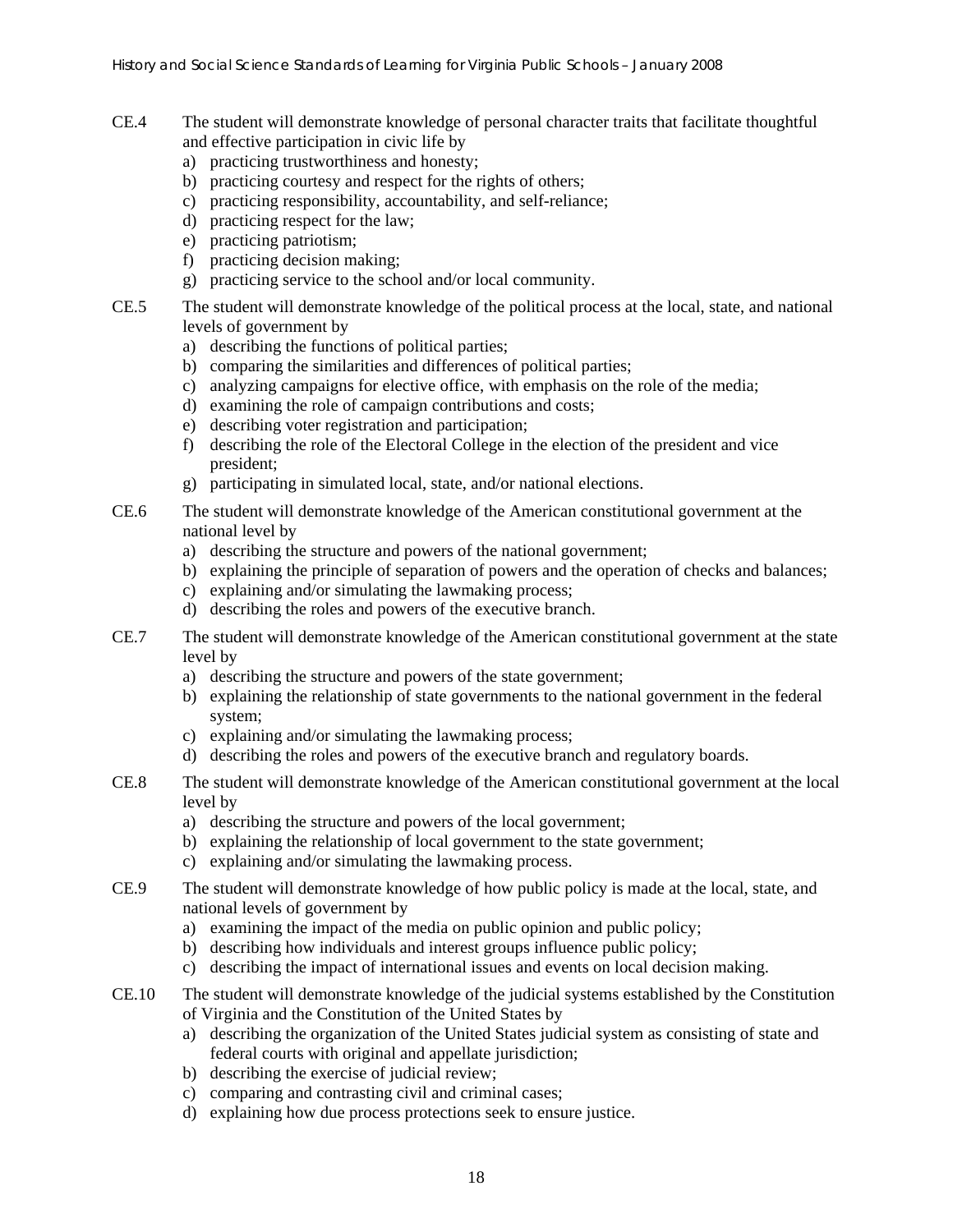CE.4 The student will demonstrate knowledge of personal character traits that facilitate thoughtful and effective participation in civic life by

a) practicing trustworthiness and honesty;
b) practicing courtesy and respect for the rights of others;
c) practicing responsibility, accountability, and self-reliance;
d) practicing respect for the law;
e) practicing patriotism;
f) practicing decision making;
g) practicing service to the school and/or local community.

CE.5 The student will demonstrate knowledge of the political process at the local, state, and national levels of government by

a) describing the functions of political parties;
b) comparing the similarities and differences of political parties;
c) analyzing campaigns for elective office, with emphasis on the role of the media;
d) examining the role of campaign contributions and costs;
e) describing voter registration and participation;
f) describing the role of the Electoral College in the election of the president and vice president;
g) participating in simulated local, state, and/or national elections.

CE.6 The student will demonstrate knowledge of the American constitutional government at the national level by

a) describing the structure and powers of the national government;
b) explaining the principle of separation of powers and the operation of checks and balances;
c) explaining and/or simulating the lawmaking process;
d) describing the roles and powers of the executive branch.

CE.7 The student will demonstrate knowledge of the American constitutional government at the state level by

a) describing the structure and powers of the state government;
b) explaining the relationship of state governments to the national government in the federal system;
c) explaining and/or simulating the lawmaking process;
d) describing the roles and powers of the executive branch and regulatory boards.

CE.8 The student will demonstrate knowledge of the American constitutional government at the local level by

a) describing the structure and powers of the local government;
b) explaining the relationship of local government to the state government;
c) explaining and/or simulating the lawmaking process.

CE.9 The student will demonstrate knowledge of how public policy is made at the local, state, and national levels of government by

a) examining the impact of the media on public opinion and public policy;
b) describing how individuals and interest groups influence public policy;
c) describing the impact of international issues and events on local decision making.

CE.10 The student will demonstrate knowledge of the judicial systems established by the Constitution of Virginia and the Constitution of the United States by

a) describing the organization of the United States judicial system as consisting of state and federal courts with original and appellate jurisdiction;
b) describing the exercise of judicial review;
c) comparing and contrasting civil and criminal cases;
d) explaining how due process protections seek to ensure justice.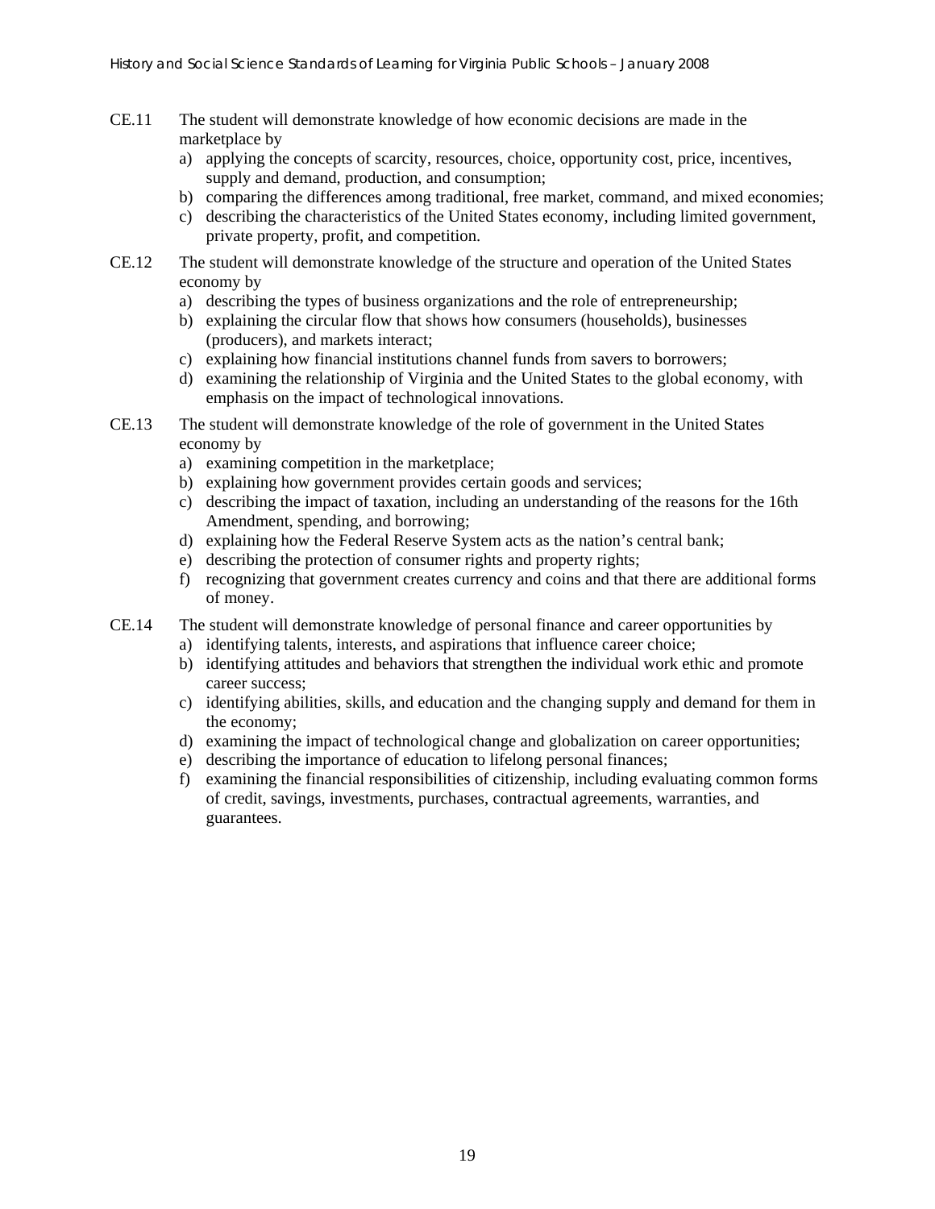CE.11 The student will demonstrate knowledge of how economic decisions are made in the marketplace by

a) applying the concepts of scarcity, resources, choice, opportunity cost, price, incentives, supply and demand, production, and consumption;
b) comparing the differences among traditional, free market, command, and mixed economies;
c) describing the characteristics of the United States economy, including limited government, private property, profit, and competition.

CE.12 The student will demonstrate knowledge of the structure and operation of the United States economy by

a) describing the types of business organizations and the role of entrepreneurship;
b) explaining the circular flow that shows how consumers (households), businesses (producers), and markets interact;
c) explaining how financial institutions channel funds from savers to borrowers;
d) examining the relationship of Virginia and the United States to the global economy, with emphasis on the impact of technological innovations.

CE.13 The student will demonstrate knowledge of the role of government in the United States economy by

a) examining competition in the marketplace;
b) explaining how government provides certain goods and services;
c) describing the impact of taxation, including an understanding of the reasons for the 16th Amendment, spending, and borrowing;
d) explaining how the Federal Reserve System acts as the nation's central bank;
e) describing the protection of consumer rights and property rights;
f) recognizing that government creates currency and coins and that there are additional forms of money.

CE.14 The student will demonstrate knowledge of personal finance and career opportunities by

a) identifying talents, interests, and aspirations that influence career choice;
b) identifying attitudes and behaviors that strengthen the individual work ethic and promote career success;
c) identifying abilities, skills, and education and the changing supply and demand for them in the economy;
d) examining the impact of technological change and globalization on career opportunities;
e) describing the importance of education to lifelong personal finances;
f) examining the financial responsibilities of citizenship, including evaluating common forms of credit, savings, investments, purchases, contractual agreements, warranties, and guarantees.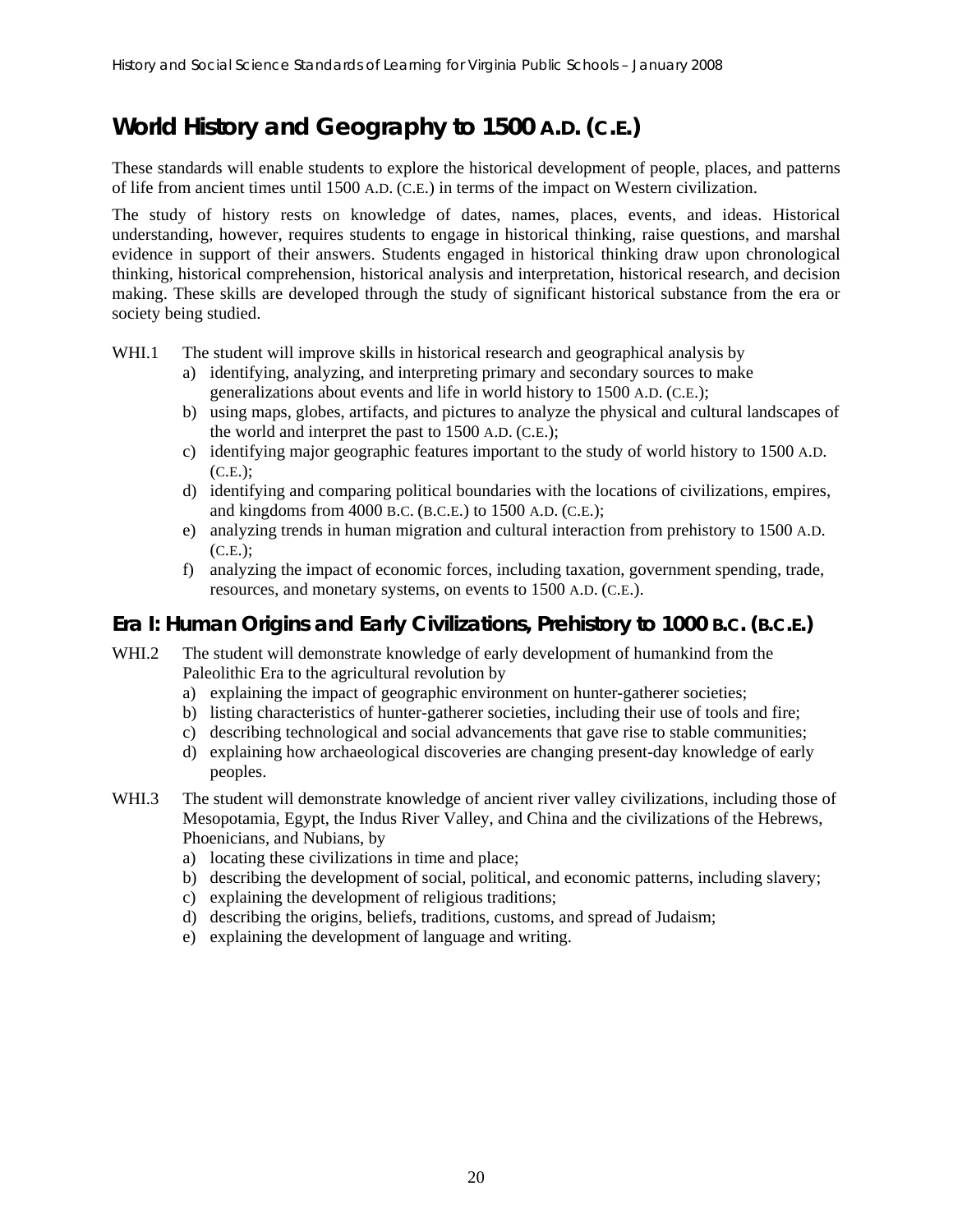# World History and Geography to 1500 A.D. (C.E.)

These standards will enable students to explore the historical development of people, places, and patterns of life from ancient times until 1500 A.D. (C.E.) in terms of the impact on Western civilization.

The study of history rests on knowledge of dates, names, places, events, and ideas. Historical understanding, however, requires students to engage in historical thinking, raise questions, and marshal evidence in support of their answers. Students engaged in historical thinking draw upon chronological thinking, historical comprehension, historical analysis and interpretation, historical research, and decision making. These skills are developed through the study of significant historical substance from the era or society being studied.

WHI.1 The student will improve skills in historical research and geographical analysis by

- a) identifying, analyzing, and interpreting primary and secondary sources to make generalizations about events and life in world history to 1500 A.D. (C.E.);
- b) using maps, globes, artifacts, and pictures to analyze the physical and cultural landscapes of the world and interpret the past to 1500 A.D. (C.E.);
- c) identifying major geographic features important to the study of world history to 1500 A.D. (C.E.);
- d) identifying and comparing political boundaries with the locations of civilizations, empires, and kingdoms from 4000 B.C. (B.C.E.) to 1500 A.D. (C.E.);
- e) analyzing trends in human migration and cultural interaction from prehistory to 1500 A.D. (C.E.);
- f) analyzing the impact of economic forces, including taxation, government spending, trade, resources, and monetary systems, on events to 1500 A.D. (C.E.).

## Era I: Human Origins and Early Civilizations, Prehistory to 1000 B.C. (B.C.E.)

WHI.2 The student will demonstrate knowledge of early development of humankind from the Paleolithic Era to the agricultural revolution by

- a) explaining the impact of geographic environment on hunter-gatherer societies;
- b) listing characteristics of hunter-gatherer societies, including their use of tools and fire;
- c) describing technological and social advancements that gave rise to stable communities;
- d) explaining how archaeological discoveries are changing present-day knowledge of early peoples.

WHI.3 The student will demonstrate knowledge of ancient river valley civilizations, including those of Mesopotamia, Egypt, the Indus River Valley, and China and the civilizations of the Hebrews, Phoenicians, and Nubians, by

- a) locating these civilizations in time and place;
- b) describing the development of social, political, and economic patterns, including slavery;
- c) explaining the development of religious traditions;
- d) describing the origins, beliefs, traditions, customs, and spread of Judaism;
- e) explaining the development of language and writing.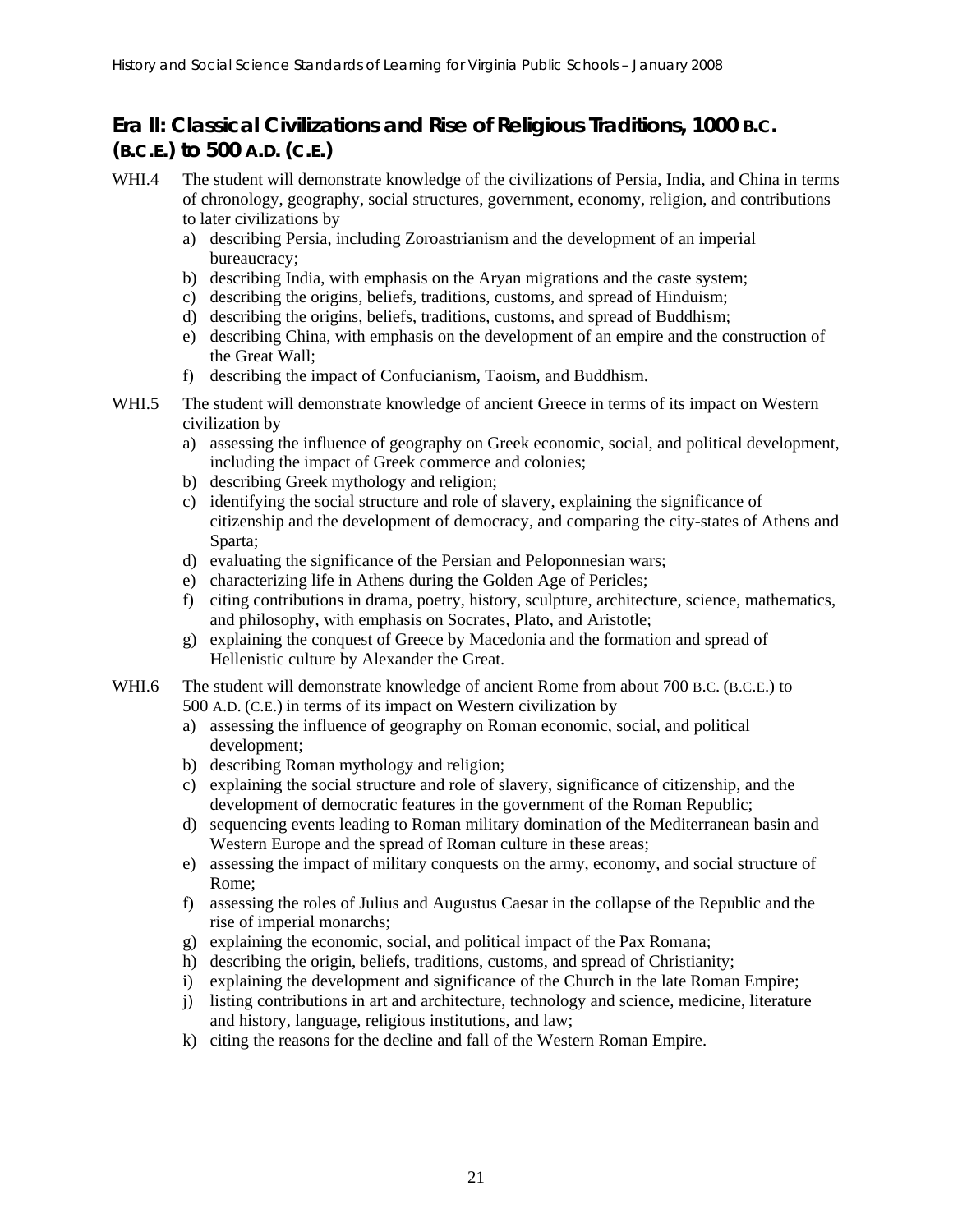## Era II: Classical Civilizations and Rise of Religious Traditions, 1000 B.C. (B.C.E.) to 500 A.D. (C.E.)

WHI.4 The student will demonstrate knowledge of the civilizations of Persia, India, and China in terms of chronology, geography, social structures, government, economy, religion, and contributions to later civilizations by

a) describing Persia, including Zoroastrianism and the development of an imperial bureaucracy;
b) describing India, with emphasis on the Aryan migrations and the caste system;
c) describing the origins, beliefs, traditions, customs, and spread of Hinduism;
d) describing the origins, beliefs, traditions, customs, and spread of Buddhism;
e) describing China, with emphasis on the development of an empire and the construction of the Great Wall;
f) describing the impact of Confucianism, Taoism, and Buddhism.

WHI.5 The student will demonstrate knowledge of ancient Greece in terms of its impact on Western civilization by

a) assessing the influence of geography on Greek economic, social, and political development, including the impact of Greek commerce and colonies;
b) describing Greek mythology and religion;
c) identifying the social structure and role of slavery, explaining the significance of citizenship and the development of democracy, and comparing the city-states of Athens and Sparta;
d) evaluating the significance of the Persian and Peloponnesian wars;
e) characterizing life in Athens during the Golden Age of Pericles;
f) citing contributions in drama, poetry, history, sculpture, architecture, science, mathematics, and philosophy, with emphasis on Socrates, Plato, and Aristotle;
g) explaining the conquest of Greece by Macedonia and the formation and spread of Hellenistic culture by Alexander the Great.

WHI.6 The student will demonstrate knowledge of ancient Rome from about 700 B.C. (B.C.E.) to 500 A.D. (C.E.) in terms of its impact on Western civilization by

a) assessing the influence of geography on Roman economic, social, and political development;
b) describing Roman mythology and religion;
c) explaining the social structure and role of slavery, significance of citizenship, and the development of democratic features in the government of the Roman Republic;
d) sequencing events leading to Roman military domination of the Mediterranean basin and Western Europe and the spread of Roman culture in these areas;
e) assessing the impact of military conquests on the army, economy, and social structure of Rome;
f) assessing the roles of Julius and Augustus Caesar in the collapse of the Republic and the rise of imperial monarchs;
g) explaining the economic, social, and political impact of the Pax Romana;
h) describing the origin, beliefs, traditions, customs, and spread of Christianity;
i) explaining the development and significance of the Church in the late Roman Empire;
j) listing contributions in art and architecture, technology and science, medicine, literature and history, language, religious institutions, and law;
k) citing the reasons for the decline and fall of the Western Roman Empire.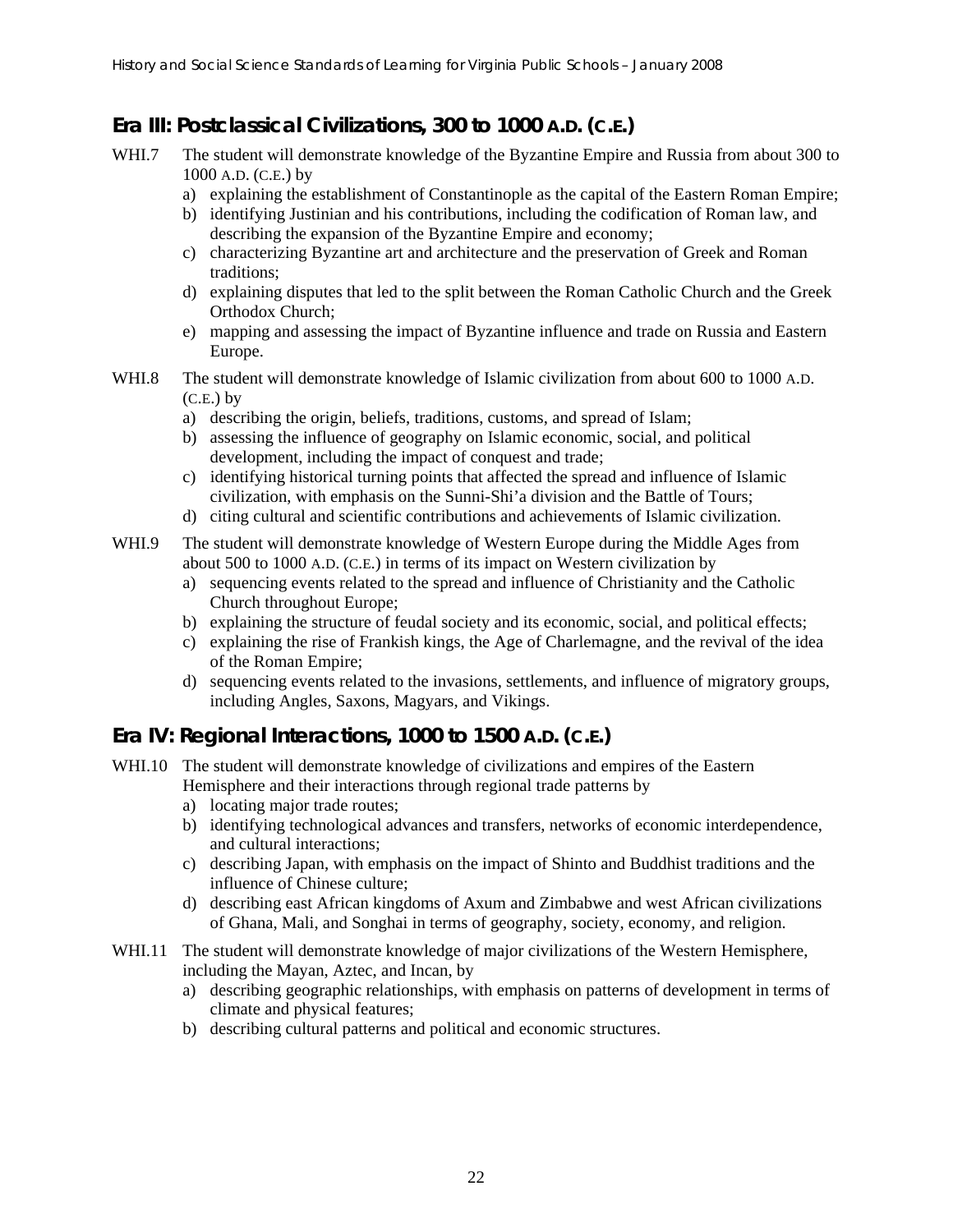## Era III: Postclassical Civilizations, 300 to 1000 A.D. (C.E.)

WHI.7 The student will demonstrate knowledge of the Byzantine Empire and Russia from about 300 to 1000 A.D. (C.E.) by

a) explaining the establishment of Constantinople as the capital of the Eastern Roman Empire;
b) identifying Justinian and his contributions, including the codification of Roman law, and describing the expansion of the Byzantine Empire and economy;
c) characterizing Byzantine art and architecture and the preservation of Greek and Roman traditions;
d) explaining disputes that led to the split between the Roman Catholic Church and the Greek Orthodox Church;
e) mapping and assessing the impact of Byzantine influence and trade on Russia and Eastern Europe.

WHI.8 The student will demonstrate knowledge of Islamic civilization from about 600 to 1000 A.D. (C.E.) by

a) describing the origin, beliefs, traditions, customs, and spread of Islam;
b) assessing the influence of geography on Islamic economic, social, and political development, including the impact of conquest and trade;
c) identifying historical turning points that affected the spread and influence of Islamic civilization, with emphasis on the Sunni-Shi'a division and the Battle of Tours;
d) citing cultural and scientific contributions and achievements of Islamic civilization.

WHI.9 The student will demonstrate knowledge of Western Europe during the Middle Ages from about 500 to 1000 A.D. (C.E.) in terms of its impact on Western civilization by

a) sequencing events related to the spread and influence of Christianity and the Catholic Church throughout Europe;
b) explaining the structure of feudal society and its economic, social, and political effects;
c) explaining the rise of Frankish kings, the Age of Charlemagne, and the revival of the idea of the Roman Empire;
d) sequencing events related to the invasions, settlements, and influence of migratory groups, including Angles, Saxons, Magyars, and Vikings.

## Era IV: Regional Interactions, 1000 to 1500 A.D. (C.E.)

WHI.10 The student will demonstrate knowledge of civilizations and empires of the Eastern Hemisphere and their interactions through regional trade patterns by

a) locating major trade routes;
b) identifying technological advances and transfers, networks of economic interdependence, and cultural interactions;
c) describing Japan, with emphasis on the impact of Shinto and Buddhist traditions and the influence of Chinese culture;
d) describing east African kingdoms of Axum and Zimbabwe and west African civilizations of Ghana, Mali, and Songhai in terms of geography, society, economy, and religion.

WHI.11 The student will demonstrate knowledge of major civilizations of the Western Hemisphere, including the Mayan, Aztec, and Incan, by

a) describing geographic relationships, with emphasis on patterns of development in terms of climate and physical features;
b) describing cultural patterns and political and economic structures.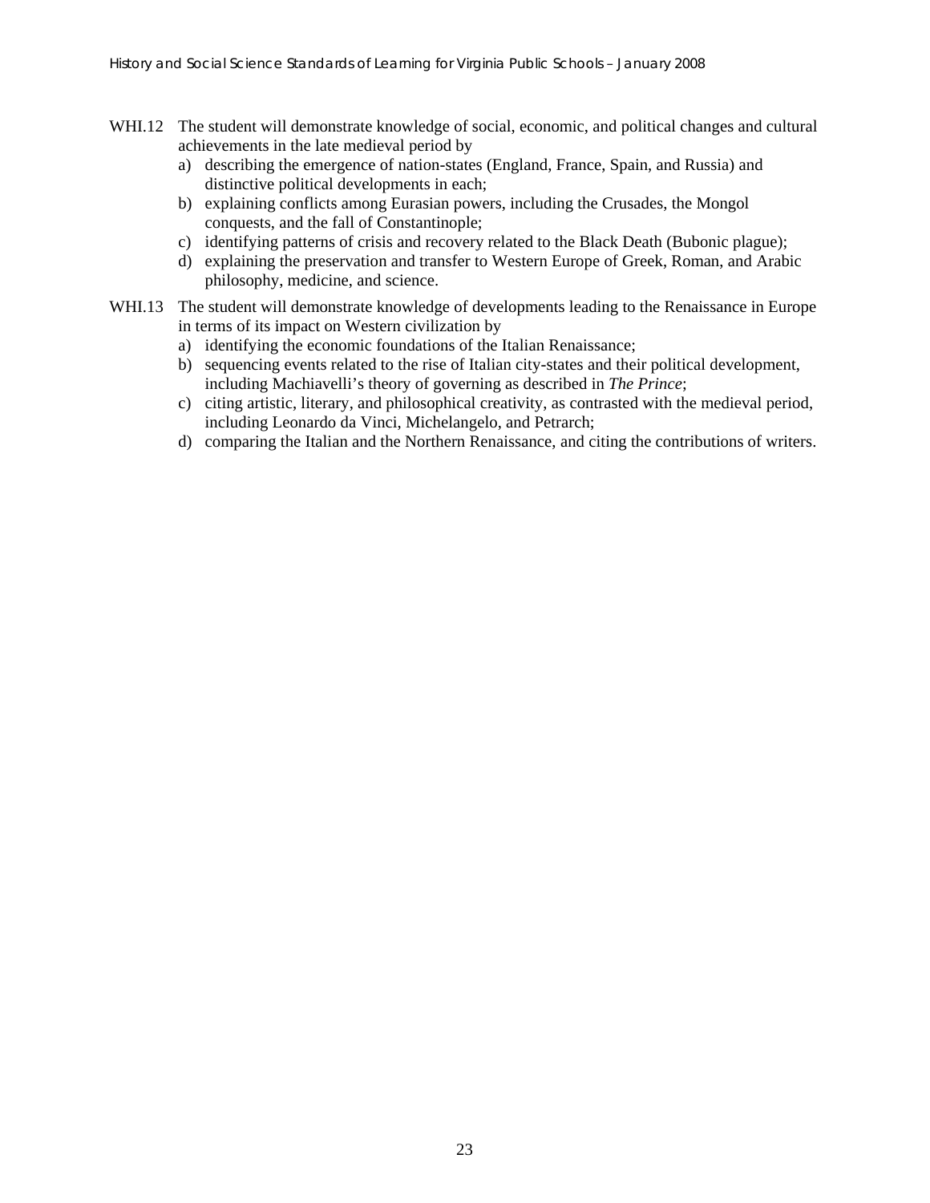WHI.12 The student will demonstrate knowledge of social, economic, and political changes and cultural achievements in the late medieval period by

a) describing the emergence of nation-states (England, France, Spain, and Russia) and distinctive political developments in each;
b) explaining conflicts among Eurasian powers, including the Crusades, the Mongol conquests, and the fall of Constantinople;
c) identifying patterns of crisis and recovery related to the Black Death (Bubonic plague);
d) explaining the preservation and transfer to Western Europe of Greek, Roman, and Arabic philosophy, medicine, and science.

WHI.13 The student will demonstrate knowledge of developments leading to the Renaissance in Europe in terms of its impact on Western civilization by

a) identifying the economic foundations of the Italian Renaissance;
b) sequencing events related to the rise of Italian city-states and their political development, including Machiavelli's theory of governing as described in *The Prince*;
c) citing artistic, literary, and philosophical creativity, as contrasted with the medieval period, including Leonardo da Vinci, Michelangelo, and Petrarch;
d) comparing the Italian and the Northern Renaissance, and citing the contributions of writers.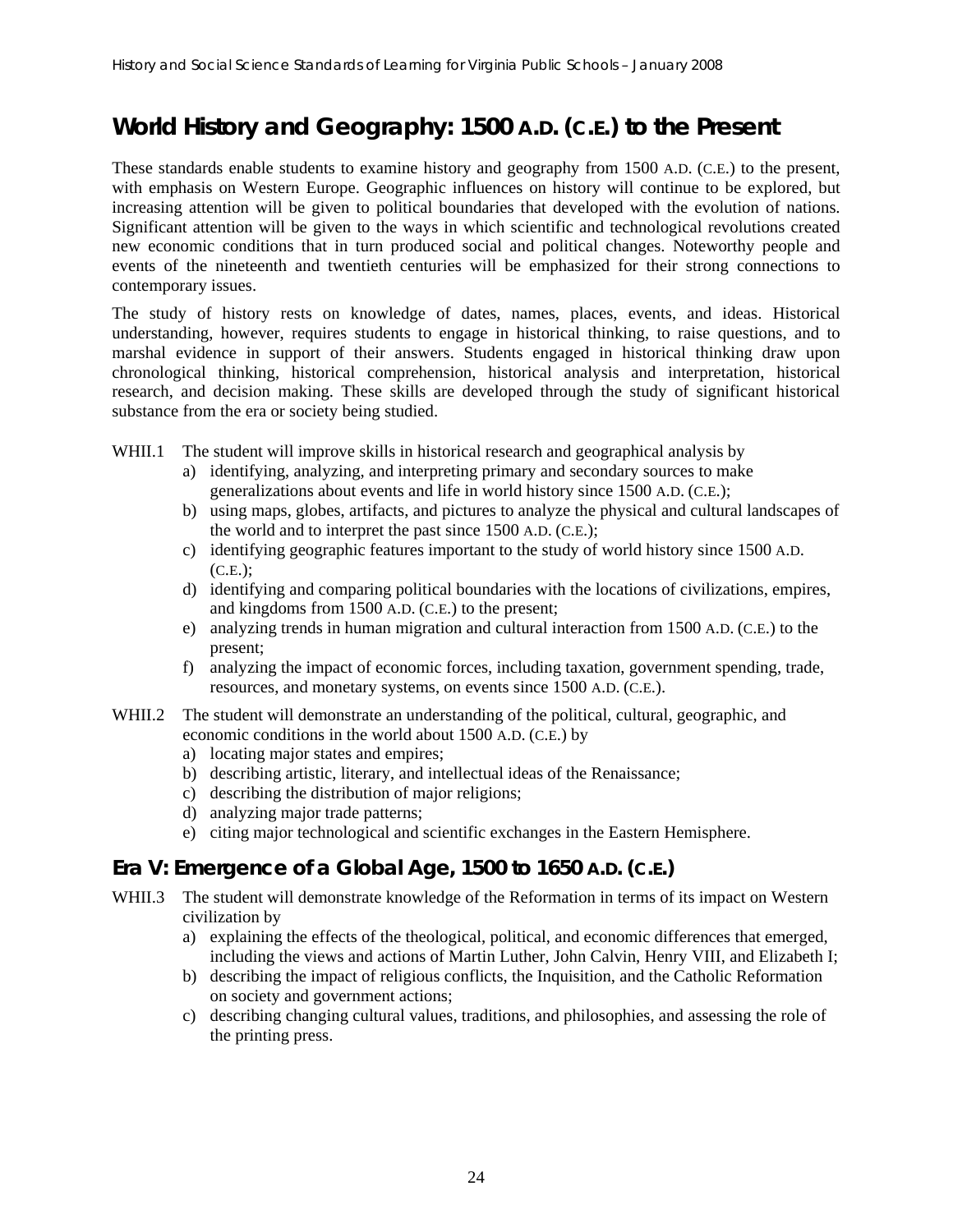## World History and Geography: 1500 A.D. (C.E.) to the Present

These standards enable students to examine history and geography from 1500 A.D. (C.E.) to the present, with emphasis on Western Europe. Geographic influences on history will continue to be explored, but increasing attention will be given to political boundaries that developed with the evolution of nations. Significant attention will be given to the ways in which scientific and technological revolutions created new economic conditions that in turn produced social and political changes. Noteworthy people and events of the nineteenth and twentieth centuries will be emphasized for their strong connections to contemporary issues.

The study of history rests on knowledge of dates, names, places, events, and ideas. Historical understanding, however, requires students to engage in historical thinking, to raise questions, and to marshal evidence in support of their answers. Students engaged in historical thinking draw upon chronological thinking, historical comprehension, historical analysis and interpretation, historical research, and decision making. These skills are developed through the study of significant historical substance from the era or society being studied.

WHII.1 The student will improve skills in historical research and geographical analysis by

a) identifying, analyzing, and interpreting primary and secondary sources to make generalizations about events and life in world history since 1500 A.D. (C.E.);
b) using maps, globes, artifacts, and pictures to analyze the physical and cultural landscapes of the world and to interpret the past since 1500 A.D. (C.E.);
c) identifying geographic features important to the study of world history since 1500 A.D. (C.E.);
d) identifying and comparing political boundaries with the locations of civilizations, empires, and kingdoms from 1500 A.D. (C.E.) to the present;
e) analyzing trends in human migration and cultural interaction from 1500 A.D. (C.E.) to the present;
f) analyzing the impact of economic forces, including taxation, government spending, trade, resources, and monetary systems, on events since 1500 A.D. (C.E.).

WHII.2 The student will demonstrate an understanding of the political, cultural, geographic, and economic conditions in the world about 1500 A.D. (C.E.) by

a) locating major states and empires;
b) describing artistic, literary, and intellectual ideas of the Renaissance;
c) describing the distribution of major religions;
d) analyzing major trade patterns;
e) citing major technological and scientific exchanges in the Eastern Hemisphere.

## Era V: Emergence of a Global Age, 1500 to 1650 A.D. (C.E.)

WHII.3 The student will demonstrate knowledge of the Reformation in terms of its impact on Western civilization by

a) explaining the effects of the theological, political, and economic differences that emerged, including the views and actions of Martin Luther, John Calvin, Henry VIII, and Elizabeth I;
b) describing the impact of religious conflicts, the Inquisition, and the Catholic Reformation on society and government actions;
c) describing changing cultural values, traditions, and philosophies, and assessing the role of the printing press.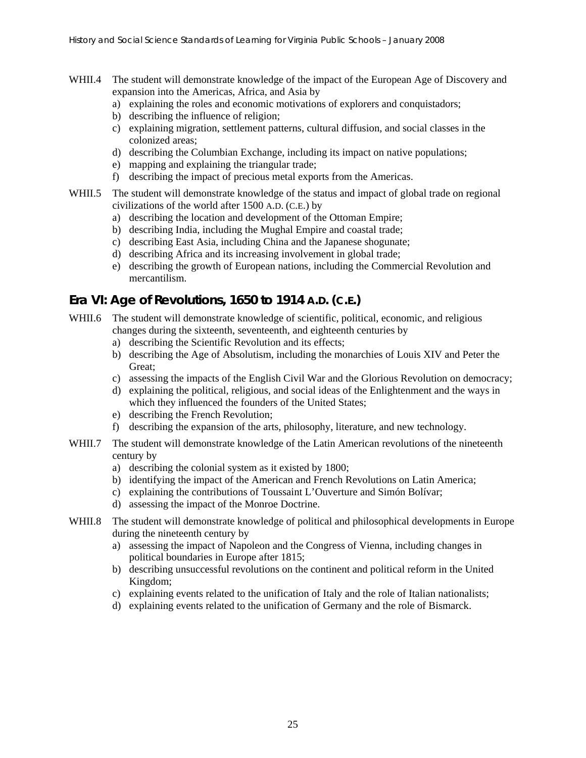WHII.4 The student will demonstrate knowledge of the impact of the European Age of Discovery and expansion into the Americas, Africa, and Asia by

a) explaining the roles and economic motivations of explorers and conquistadors;
b) describing the influence of religion;
c) explaining migration, settlement patterns, cultural diffusion, and social classes in the colonized areas;
d) describing the Columbian Exchange, including its impact on native populations;
e) mapping and explaining the triangular trade;
f) describing the impact of precious metal exports from the Americas.

WHII.5 The student will demonstrate knowledge of the status and impact of global trade on regional civilizations of the world after 1500 A.D. (C.E.) by

a) describing the location and development of the Ottoman Empire;
b) describing India, including the Mughal Empire and coastal trade;
c) describing East Asia, including China and the Japanese shogunate;
d) describing Africa and its increasing involvement in global trade;
e) describing the growth of European nations, including the Commercial Revolution and mercantilism.

## Era VI: Age of Revolutions, 1650 to 1914 A.D. (C.E.)

WHII.6 The student will demonstrate knowledge of scientific, political, economic, and religious changes during the sixteenth, seventeenth, and eighteenth centuries by

a) describing the Scientific Revolution and its effects;
b) describing the Age of Absolutism, including the monarchies of Louis XIV and Peter the Great;
c) assessing the impacts of the English Civil War and the Glorious Revolution on democracy;
d) explaining the political, religious, and social ideas of the Enlightenment and the ways in which they influenced the founders of the United States;
e) describing the French Revolution;
f) describing the expansion of the arts, philosophy, literature, and new technology.

WHII.7 The student will demonstrate knowledge of the Latin American revolutions of the nineteenth century by

a) describing the colonial system as it existed by 1800;
b) identifying the impact of the American and French Revolutions on Latin America;
c) explaining the contributions of Toussaint L'Ouverture and Simón Bolívar;
d) assessing the impact of the Monroe Doctrine.

WHII.8 The student will demonstrate knowledge of political and philosophical developments in Europe during the nineteenth century by

a) assessing the impact of Napoleon and the Congress of Vienna, including changes in political boundaries in Europe after 1815;
b) describing unsuccessful revolutions on the continent and political reform in the United Kingdom;
c) explaining events related to the unification of Italy and the role of Italian nationalists;
d) explaining events related to the unification of Germany and the role of Bismarck.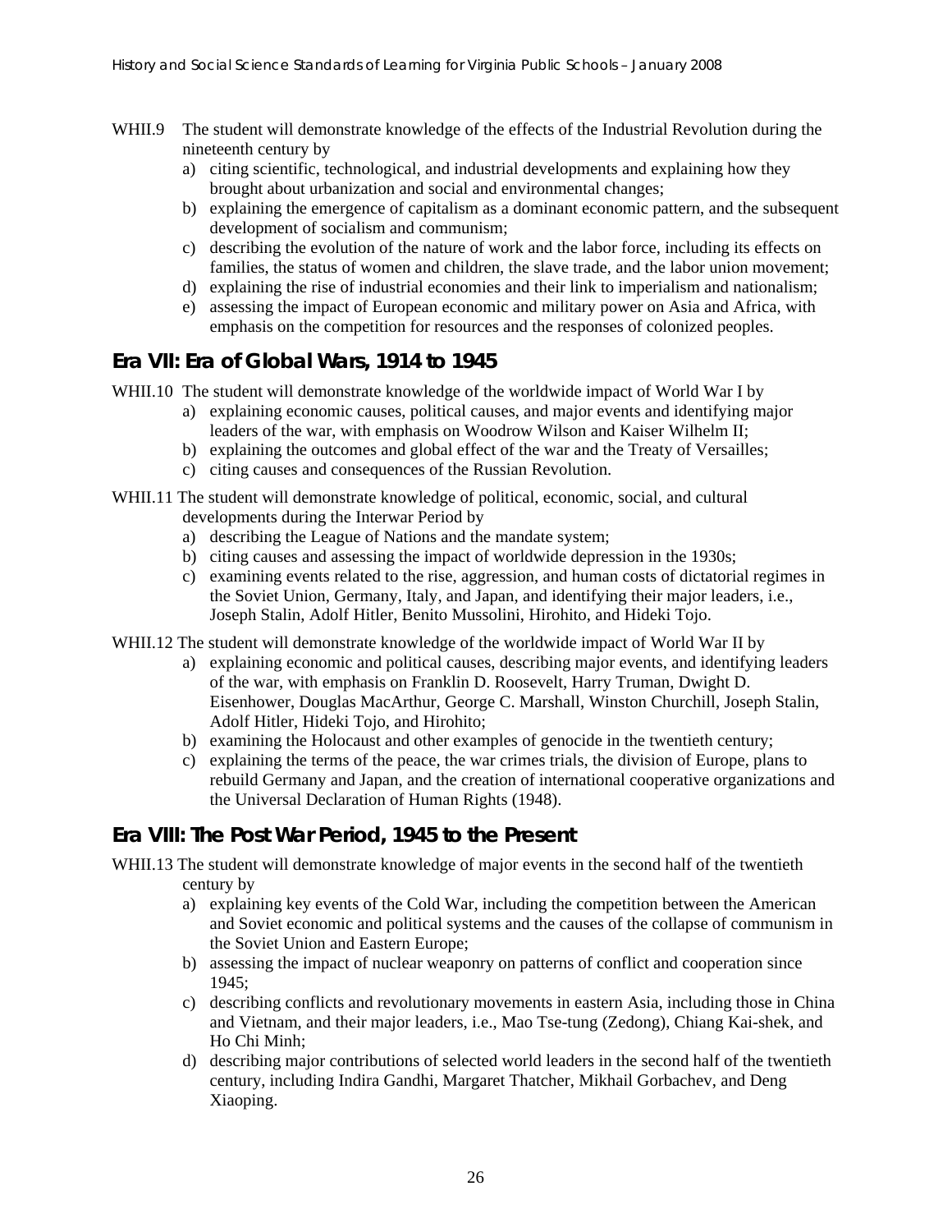WHII.9 The student will demonstrate knowledge of the effects of the Industrial Revolution during the nineteenth century by

a) citing scientific, technological, and industrial developments and explaining how they brought about urbanization and social and environmental changes;
b) explaining the emergence of capitalism as a dominant economic pattern, and the subsequent development of socialism and communism;
c) describing the evolution of the nature of work and the labor force, including its effects on families, the status of women and children, the slave trade, and the labor union movement;
d) explaining the rise of industrial economies and their link to imperialism and nationalism;
e) assessing the impact of European economic and military power on Asia and Africa, with emphasis on the competition for resources and the responses of colonized peoples.

## Era VII: Era of Global Wars, 1914 to 1945

WHII.10 The student will demonstrate knowledge of the worldwide impact of World War I by

a) explaining economic causes, political causes, and major events and identifying major leaders of the war, with emphasis on Woodrow Wilson and Kaiser Wilhelm II;
b) explaining the outcomes and global effect of the war and the Treaty of Versailles;
c) citing causes and consequences of the Russian Revolution.

WHII.11 The student will demonstrate knowledge of political, economic, social, and cultural developments during the Interwar Period by

a) describing the League of Nations and the mandate system;
b) citing causes and assessing the impact of worldwide depression in the 1930s;
c) examining events related to the rise, aggression, and human costs of dictatorial regimes in the Soviet Union, Germany, Italy, and Japan, and identifying their major leaders, i.e., Joseph Stalin, Adolf Hitler, Benito Mussolini, Hirohito, and Hideki Tojo.

WHII.12 The student will demonstrate knowledge of the worldwide impact of World War II by

a) explaining economic and political causes, describing major events, and identifying leaders of the war, with emphasis on Franklin D. Roosevelt, Harry Truman, Dwight D. Eisenhower, Douglas MacArthur, George C. Marshall, Winston Churchill, Joseph Stalin, Adolf Hitler, Hideki Tojo, and Hirohito;
b) examining the Holocaust and other examples of genocide in the twentieth century;
c) explaining the terms of the peace, the war crimes trials, the division of Europe, plans to rebuild Germany and Japan, and the creation of international cooperative organizations and the Universal Declaration of Human Rights (1948).

## Era VIII: The Post War Period, 1945 to the Present

WHII.13 The student will demonstrate knowledge of major events in the second half of the twentieth century by

a) explaining key events of the Cold War, including the competition between the American and Soviet economic and political systems and the causes of the collapse of communism in the Soviet Union and Eastern Europe;
b) assessing the impact of nuclear weaponry on patterns of conflict and cooperation since 1945;
c) describing conflicts and revolutionary movements in eastern Asia, including those in China and Vietnam, and their major leaders, i.e., Mao Tse-tung (Zedong), Chiang Kai-shek, and Ho Chi Minh;
d) describing major contributions of selected world leaders in the second half of the twentieth century, including Indira Gandhi, Margaret Thatcher, Mikhail Gorbachev, and Deng Xiaoping.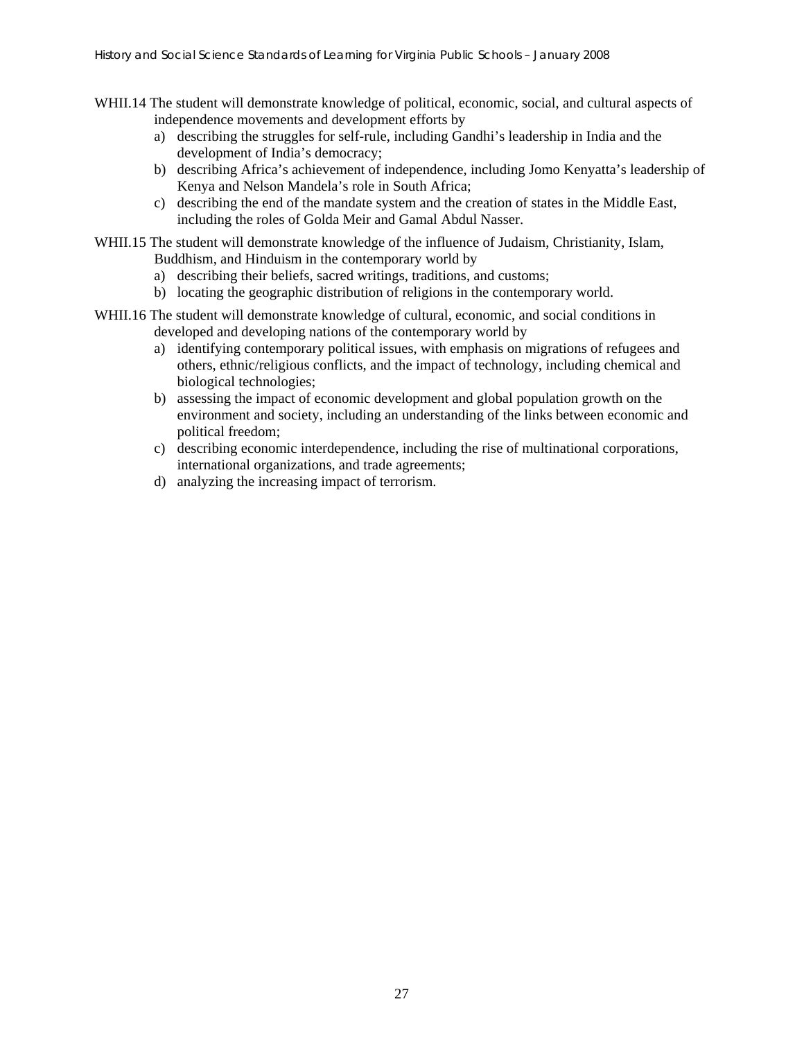WHII.14 The student will demonstrate knowledge of political, economic, social, and cultural aspects of independence movements and development efforts by

a) describing the struggles for self-rule, including Gandhi's leadership in India and the development of India's democracy;
b) describing Africa's achievement of independence, including Jomo Kenyatta's leadership of Kenya and Nelson Mandela's role in South Africa;
c) describing the end of the mandate system and the creation of states in the Middle East, including the roles of Golda Meir and Gamal Abdul Nasser.

WHII.15 The student will demonstrate knowledge of the influence of Judaism, Christianity, Islam, Buddhism, and Hinduism in the contemporary world by

a) describing their beliefs, sacred writings, traditions, and customs;
b) locating the geographic distribution of religions in the contemporary world.

WHII.16 The student will demonstrate knowledge of cultural, economic, and social conditions in developed and developing nations of the contemporary world by

a) identifying contemporary political issues, with emphasis on migrations of refugees and others, ethnic/religious conflicts, and the impact of technology, including chemical and biological technologies;
b) assessing the impact of economic development and global population growth on the environment and society, including an understanding of the links between economic and political freedom;
c) describing economic interdependence, including the rise of multinational corporations, international organizations, and trade agreements;
d) analyzing the increasing impact of terrorism.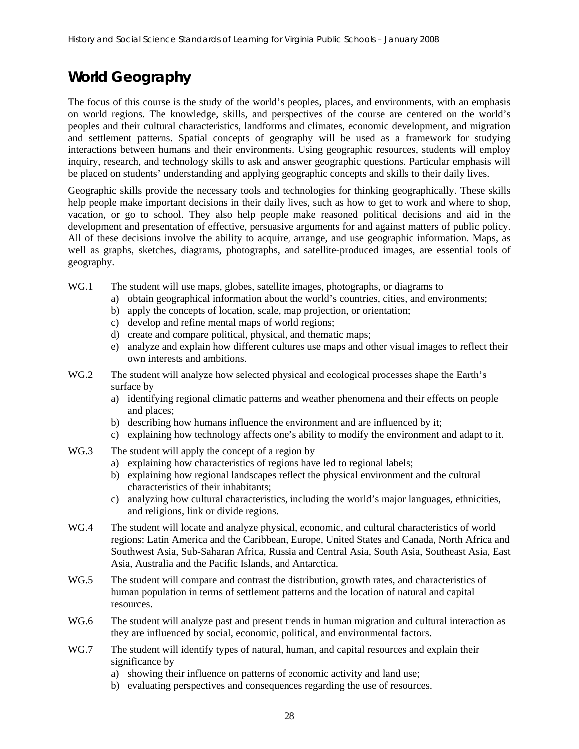# World Geography

The focus of this course is the study of the world's peoples, places, and environments, with an emphasis on world regions. The knowledge, skills, and perspectives of the course are centered on the world's peoples and their cultural characteristics, landforms and climates, economic development, and migration and settlement patterns. Spatial concepts of geography will be used as a framework for studying interactions between humans and their environments. Using geographic resources, students will employ inquiry, research, and technology skills to ask and answer geographic questions. Particular emphasis will be placed on students' understanding and applying geographic concepts and skills to their daily lives.

Geographic skills provide the necessary tools and technologies for thinking geographically. These skills help people make important decisions in their daily lives, such as how to get to work and where to shop, vacation, or go to school. They also help people make reasoned political decisions and aid in the development and presentation of effective, persuasive arguments for and against matters of public policy. All of these decisions involve the ability to acquire, arrange, and use geographic information. Maps, as well as graphs, sketches, diagrams, photographs, and satellite-produced images, are essential tools of geography.

WG.1 The student will use maps, globes, satellite images, photographs, or diagrams to
- a) obtain geographical information about the world's countries, cities, and environments;
- b) apply the concepts of location, scale, map projection, or orientation;
- c) develop and refine mental maps of world regions;
- d) create and compare political, physical, and thematic maps;
- e) analyze and explain how different cultures use maps and other visual images to reflect their own interests and ambitions.

WG.2 The student will analyze how selected physical and ecological processes shape the Earth's surface by
- a) identifying regional climatic patterns and weather phenomena and their effects on people and places;
- b) describing how humans influence the environment and are influenced by it;
- c) explaining how technology affects one's ability to modify the environment and adapt to it.

WG.3 The student will apply the concept of a region by
- a) explaining how characteristics of regions have led to regional labels;
- b) explaining how regional landscapes reflect the physical environment and the cultural characteristics of their inhabitants;
- c) analyzing how cultural characteristics, including the world's major languages, ethnicities, and religions, link or divide regions.

WG.4 The student will locate and analyze physical, economic, and cultural characteristics of world regions: Latin America and the Caribbean, Europe, United States and Canada, North Africa and Southwest Asia, Sub-Saharan Africa, Russia and Central Asia, South Asia, Southeast Asia, East Asia, Australia and the Pacific Islands, and Antarctica.

WG.5 The student will compare and contrast the distribution, growth rates, and characteristics of human population in terms of settlement patterns and the location of natural and capital resources.

WG.6 The student will analyze past and present trends in human migration and cultural interaction as they are influenced by social, economic, political, and environmental factors.

WG.7 The student will identify types of natural, human, and capital resources and explain their significance by
- a) showing their influence on patterns of economic activity and land use;
- b) evaluating perspectives and consequences regarding the use of resources.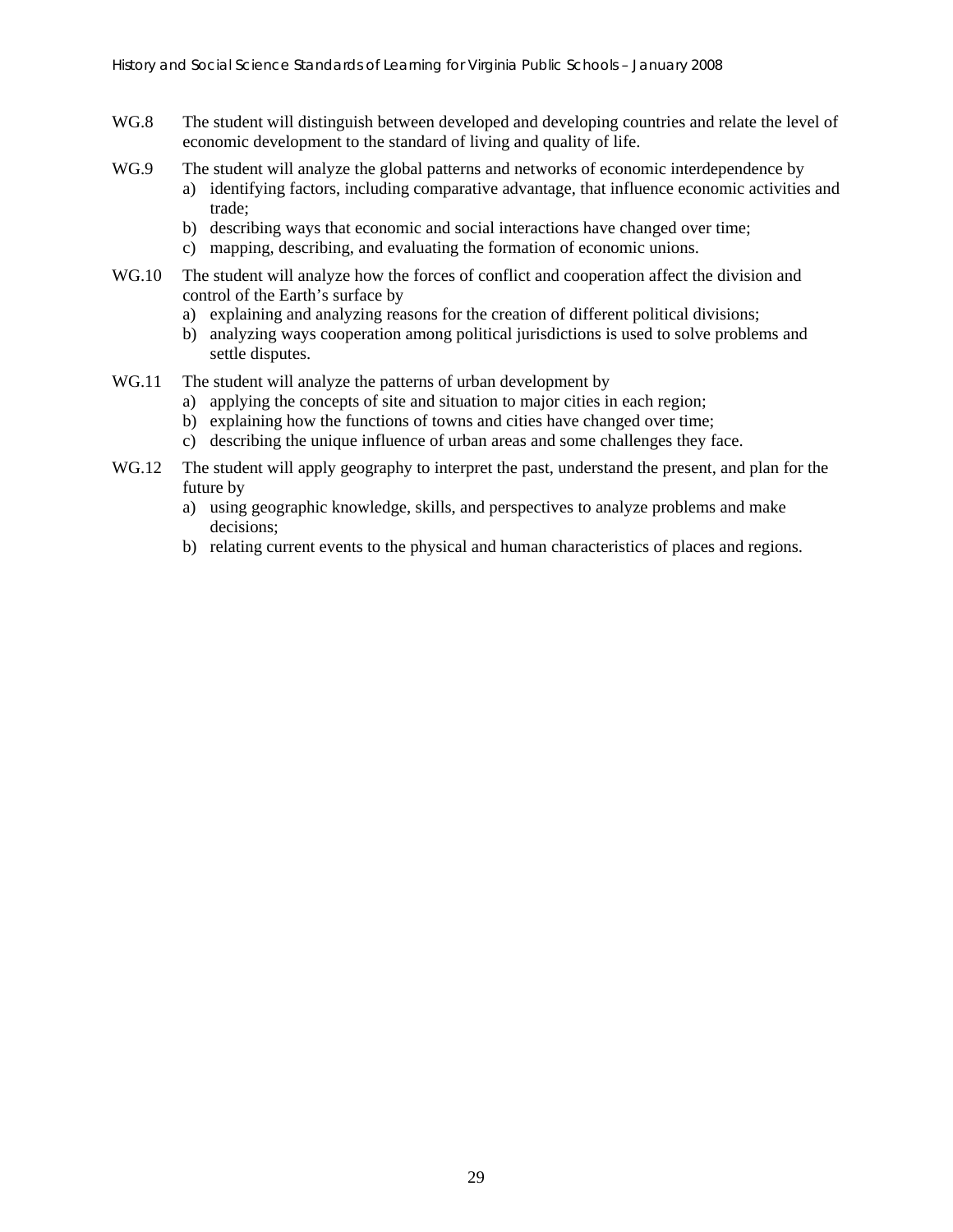WG.8 The student will distinguish between developed and developing countries and relate the level of economic development to the standard of living and quality of life.

WG.9 The student will analyze the global patterns and networks of economic interdependence by

a) identifying factors, including comparative advantage, that influence economic activities and trade;
b) describing ways that economic and social interactions have changed over time;
c) mapping, describing, and evaluating the formation of economic unions.

WG.10 The student will analyze how the forces of conflict and cooperation affect the division and control of the Earth's surface by

a) explaining and analyzing reasons for the creation of different political divisions;
b) analyzing ways cooperation among political jurisdictions is used to solve problems and settle disputes.

WG.11 The student will analyze the patterns of urban development by

a) applying the concepts of site and situation to major cities in each region;
b) explaining how the functions of towns and cities have changed over time;
c) describing the unique influence of urban areas and some challenges they face.

WG.12 The student will apply geography to interpret the past, understand the present, and plan for the future by

a) using geographic knowledge, skills, and perspectives to analyze problems and make decisions;
b) relating current events to the physical and human characteristics of places and regions.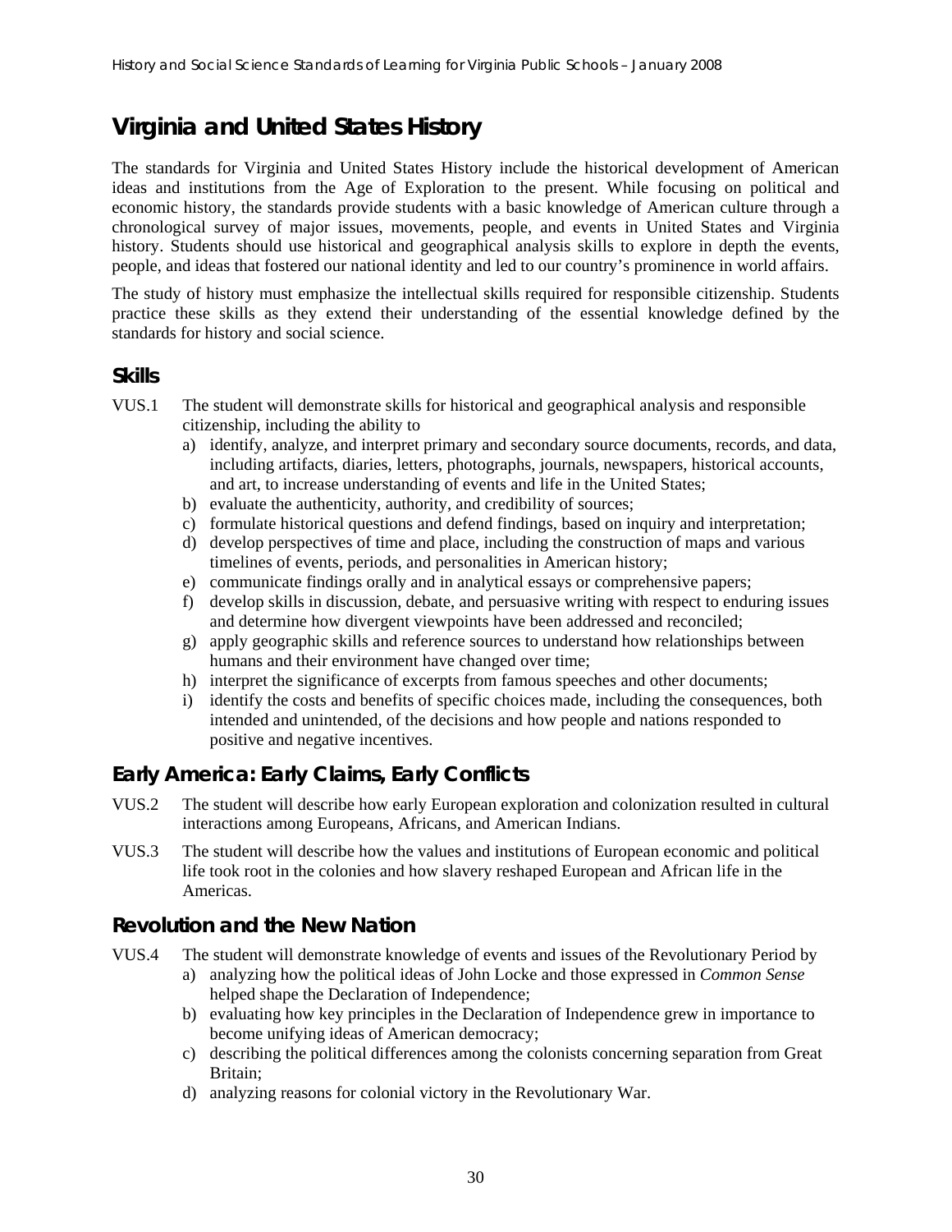# Virginia and United States History

The standards for Virginia and United States History include the historical development of American ideas and institutions from the Age of Exploration to the present. While focusing on political and economic history, the standards provide students with a basic knowledge of American culture through a chronological survey of major issues, movements, people, and events in United States and Virginia history. Students should use historical and geographical analysis skills to explore in depth the events, people, and ideas that fostered our national identity and led to our country's prominence in world affairs.

The study of history must emphasize the intellectual skills required for responsible citizenship. Students practice these skills as they extend their understanding of the essential knowledge defined by the standards for history and social science.

## Skills

VUS.1 The student will demonstrate skills for historical and geographical analysis and responsible citizenship, including the ability to

a) identify, analyze, and interpret primary and secondary source documents, records, and data, including artifacts, diaries, letters, photographs, journals, newspapers, historical accounts, and art, to increase understanding of events and life in the United States;
b) evaluate the authenticity, authority, and credibility of sources;
c) formulate historical questions and defend findings, based on inquiry and interpretation;
d) develop perspectives of time and place, including the construction of maps and various timelines of events, periods, and personalities in American history;
e) communicate findings orally and in analytical essays or comprehensive papers;
f) develop skills in discussion, debate, and persuasive writing with respect to enduring issues and determine how divergent viewpoints have been addressed and reconciled;
g) apply geographic skills and reference sources to understand how relationships between humans and their environment have changed over time;
h) interpret the significance of excerpts from famous speeches and other documents;
i) identify the costs and benefits of specific choices made, including the consequences, both intended and unintended, of the decisions and how people and nations responded to positive and negative incentives.

## Early America: Early Claims, Early Conflicts

VUS.2 The student will describe how early European exploration and colonization resulted in cultural interactions among Europeans, Africans, and American Indians.

VUS.3 The student will describe how the values and institutions of European economic and political life took root in the colonies and how slavery reshaped European and African life in the Americas.

## Revolution and the New Nation

VUS.4 The student will demonstrate knowledge of events and issues of the Revolutionary Period by

a) analyzing how the political ideas of John Locke and those expressed in *Common Sense* helped shape the Declaration of Independence;
b) evaluating how key principles in the Declaration of Independence grew in importance to become unifying ideas of American democracy;
c) describing the political differences among the colonists concerning separation from Great Britain;
d) analyzing reasons for colonial victory in the Revolutionary War.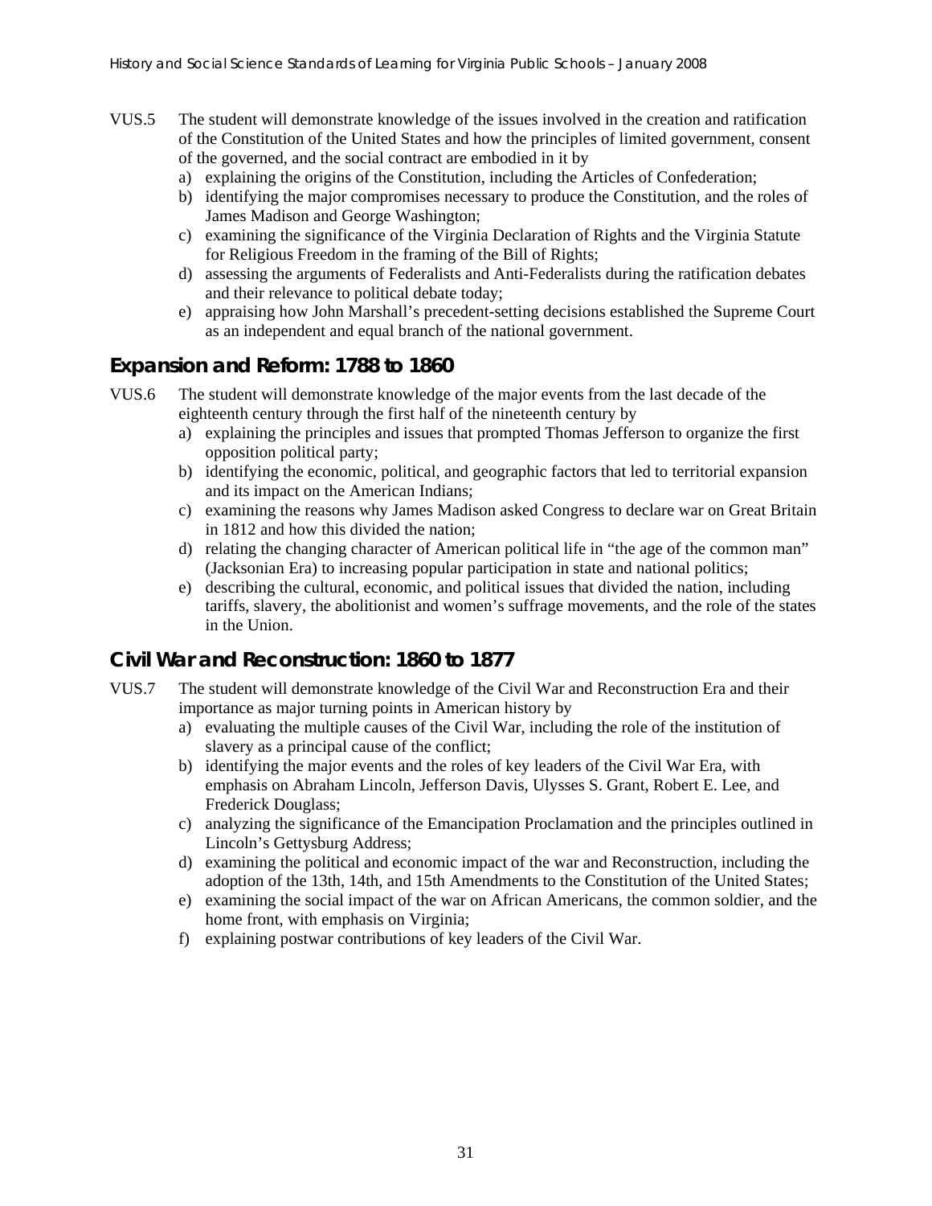VUS.5 The student will demonstrate knowledge of the issues involved in the creation and ratification of the Constitution of the United States and how the principles of limited government, consent of the governed, and the social contract are embodied in it by

a) explaining the origins of the Constitution, including the Articles of Confederation;
b) identifying the major compromises necessary to produce the Constitution, and the roles of James Madison and George Washington;
c) examining the significance of the Virginia Declaration of Rights and the Virginia Statute for Religious Freedom in the framing of the Bill of Rights;
d) assessing the arguments of Federalists and Anti-Federalists during the ratification debates and their relevance to political debate today;
e) appraising how John Marshall's precedent-setting decisions established the Supreme Court as an independent and equal branch of the national government.

## Expansion and Reform: 1788 to 1860

VUS.6 The student will demonstrate knowledge of the major events from the last decade of the eighteenth century through the first half of the nineteenth century by

a) explaining the principles and issues that prompted Thomas Jefferson to organize the first opposition political party;
b) identifying the economic, political, and geographic factors that led to territorial expansion and its impact on the American Indians;
c) examining the reasons why James Madison asked Congress to declare war on Great Britain in 1812 and how this divided the nation;
d) relating the changing character of American political life in "the age of the common man" (Jacksonian Era) to increasing popular participation in state and national politics;
e) describing the cultural, economic, and political issues that divided the nation, including tariffs, slavery, the abolitionist and women's suffrage movements, and the role of the states in the Union.

## Civil War and Reconstruction: 1860 to 1877

VUS.7 The student will demonstrate knowledge of the Civil War and Reconstruction Era and their importance as major turning points in American history by

a) evaluating the multiple causes of the Civil War, including the role of the institution of slavery as a principal cause of the conflict;
b) identifying the major events and the roles of key leaders of the Civil War Era, with emphasis on Abraham Lincoln, Jefferson Davis, Ulysses S. Grant, Robert E. Lee, and Frederick Douglass;
c) analyzing the significance of the Emancipation Proclamation and the principles outlined in Lincoln's Gettysburg Address;
d) examining the political and economic impact of the war and Reconstruction, including the adoption of the 13th, 14th, and 15th Amendments to the Constitution of the United States;
e) examining the social impact of the war on African Americans, the common soldier, and the home front, with emphasis on Virginia;
f) explaining postwar contributions of key leaders of the Civil War.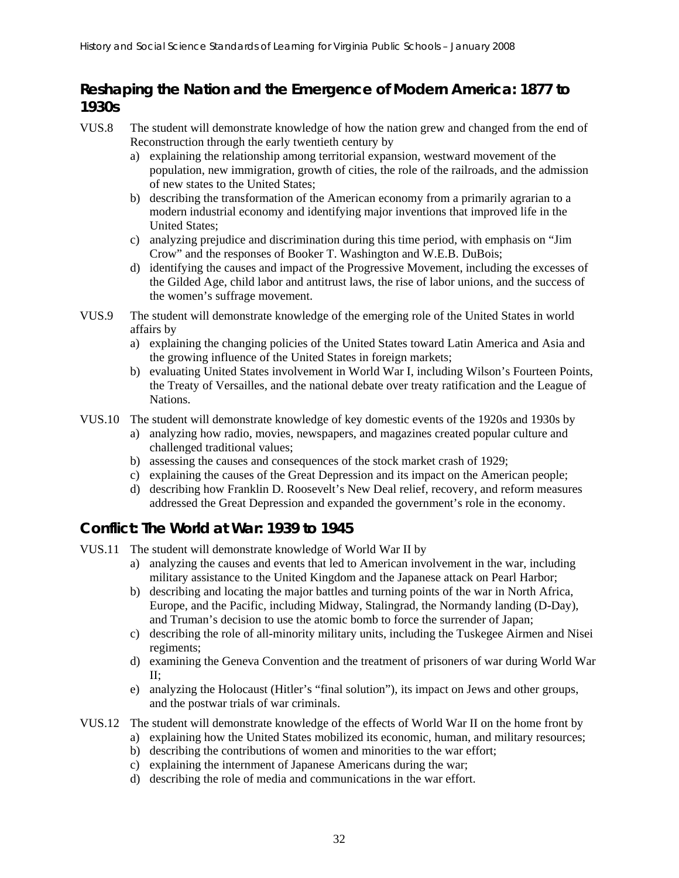## Reshaping the Nation and the Emergence of Modern America: 1877 to 1930s

VUS.8 The student will demonstrate knowledge of how the nation grew and changed from the end of Reconstruction through the early twentieth century by

a) explaining the relationship among territorial expansion, westward movement of the population, new immigration, growth of cities, the role of the railroads, and the admission of new states to the United States;
b) describing the transformation of the American economy from a primarily agrarian to a modern industrial economy and identifying major inventions that improved life in the United States;
c) analyzing prejudice and discrimination during this time period, with emphasis on "Jim Crow" and the responses of Booker T. Washington and W.E.B. DuBois;
d) identifying the causes and impact of the Progressive Movement, including the excesses of the Gilded Age, child labor and antitrust laws, the rise of labor unions, and the success of the women's suffrage movement.

VUS.9 The student will demonstrate knowledge of the emerging role of the United States in world affairs by

a) explaining the changing policies of the United States toward Latin America and Asia and the growing influence of the United States in foreign markets;
b) evaluating United States involvement in World War I, including Wilson's Fourteen Points, the Treaty of Versailles, and the national debate over treaty ratification and the League of Nations.

VUS.10 The student will demonstrate knowledge of key domestic events of the 1920s and 1930s by

a) analyzing how radio, movies, newspapers, and magazines created popular culture and challenged traditional values;
b) assessing the causes and consequences of the stock market crash of 1929;
c) explaining the causes of the Great Depression and its impact on the American people;
d) describing how Franklin D. Roosevelt's New Deal relief, recovery, and reform measures addressed the Great Depression and expanded the government's role in the economy.

## Conflict: The World at War: 1939 to 1945

VUS.11 The student will demonstrate knowledge of World War II by

a) analyzing the causes and events that led to American involvement in the war, including military assistance to the United Kingdom and the Japanese attack on Pearl Harbor;
b) describing and locating the major battles and turning points of the war in North Africa, Europe, and the Pacific, including Midway, Stalingrad, the Normandy landing (D-Day), and Truman's decision to use the atomic bomb to force the surrender of Japan;
c) describing the role of all-minority military units, including the Tuskegee Airmen and Nisei regiments;
d) examining the Geneva Convention and the treatment of prisoners of war during World War II;
e) analyzing the Holocaust (Hitler's "final solution"), its impact on Jews and other groups, and the postwar trials of war criminals.

VUS.12 The student will demonstrate knowledge of the effects of World War II on the home front by

a) explaining how the United States mobilized its economic, human, and military resources;
b) describing the contributions of women and minorities to the war effort;
c) explaining the internment of Japanese Americans during the war;
d) describing the role of media and communications in the war effort.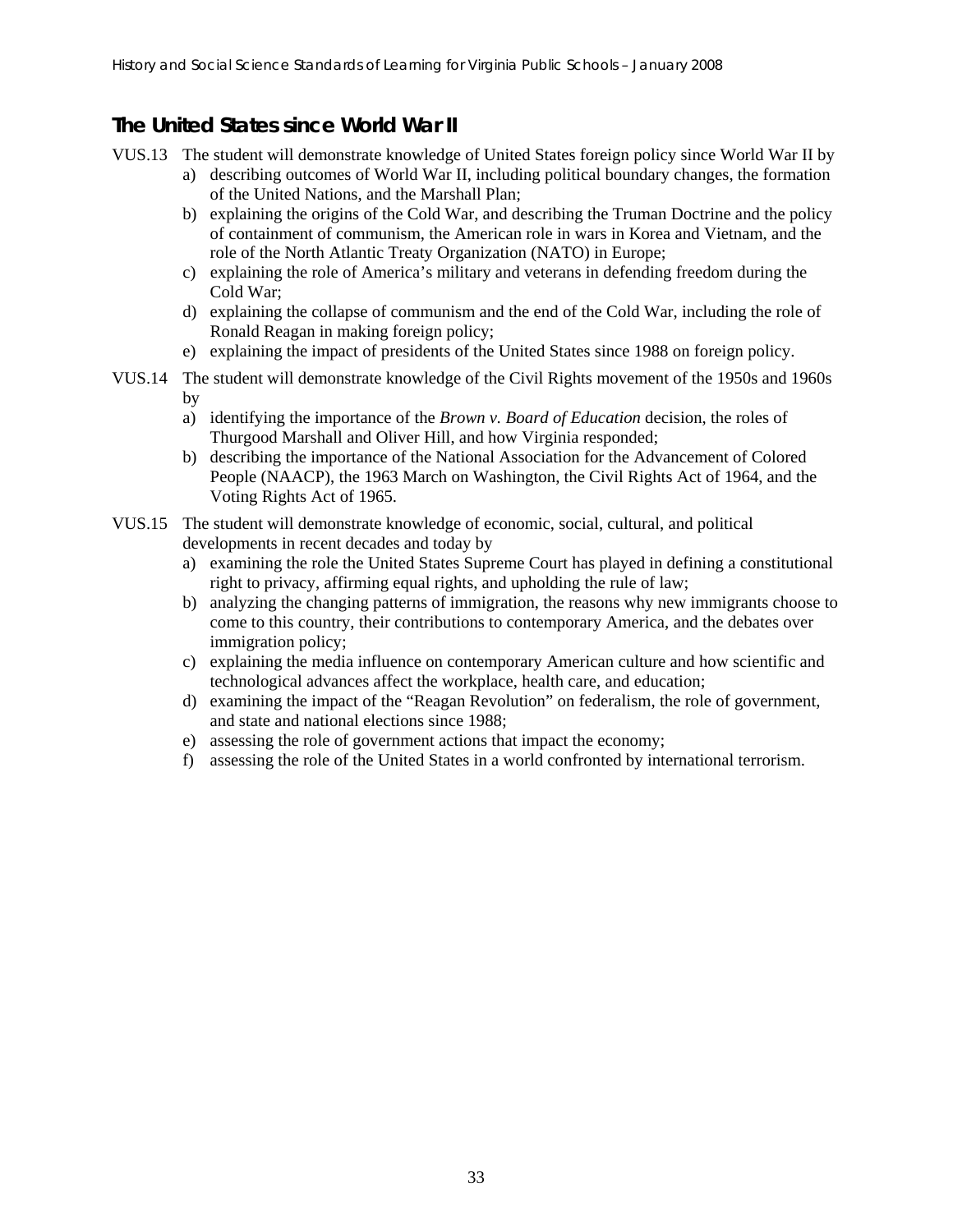## The United States since World War II

VUS.13 The student will demonstrate knowledge of United States foreign policy since World War II by

a) describing outcomes of World War II, including political boundary changes, the formation of the United Nations, and the Marshall Plan;
b) explaining the origins of the Cold War, and describing the Truman Doctrine and the policy of containment of communism, the American role in wars in Korea and Vietnam, and the role of the North Atlantic Treaty Organization (NATO) in Europe;
c) explaining the role of America's military and veterans in defending freedom during the Cold War;
d) explaining the collapse of communism and the end of the Cold War, including the role of Ronald Reagan in making foreign policy;
e) explaining the impact of presidents of the United States since 1988 on foreign policy.

VUS.14 The student will demonstrate knowledge of the Civil Rights movement of the 1950s and 1960s by

a) identifying the importance of the *Brown v. Board of Education* decision, the roles of Thurgood Marshall and Oliver Hill, and how Virginia responded;
b) describing the importance of the National Association for the Advancement of Colored People (NAACP), the 1963 March on Washington, the Civil Rights Act of 1964, and the Voting Rights Act of 1965.

VUS.15 The student will demonstrate knowledge of economic, social, cultural, and political developments in recent decades and today by

a) examining the role the United States Supreme Court has played in defining a constitutional right to privacy, affirming equal rights, and upholding the rule of law;
b) analyzing the changing patterns of immigration, the reasons why new immigrants choose to come to this country, their contributions to contemporary America, and the debates over immigration policy;
c) explaining the media influence on contemporary American culture and how scientific and technological advances affect the workplace, health care, and education;
d) examining the impact of the "Reagan Revolution" on federalism, the role of government, and state and national elections since 1988;
e) assessing the role of government actions that impact the economy;
f) assessing the role of the United States in a world confronted by international terrorism.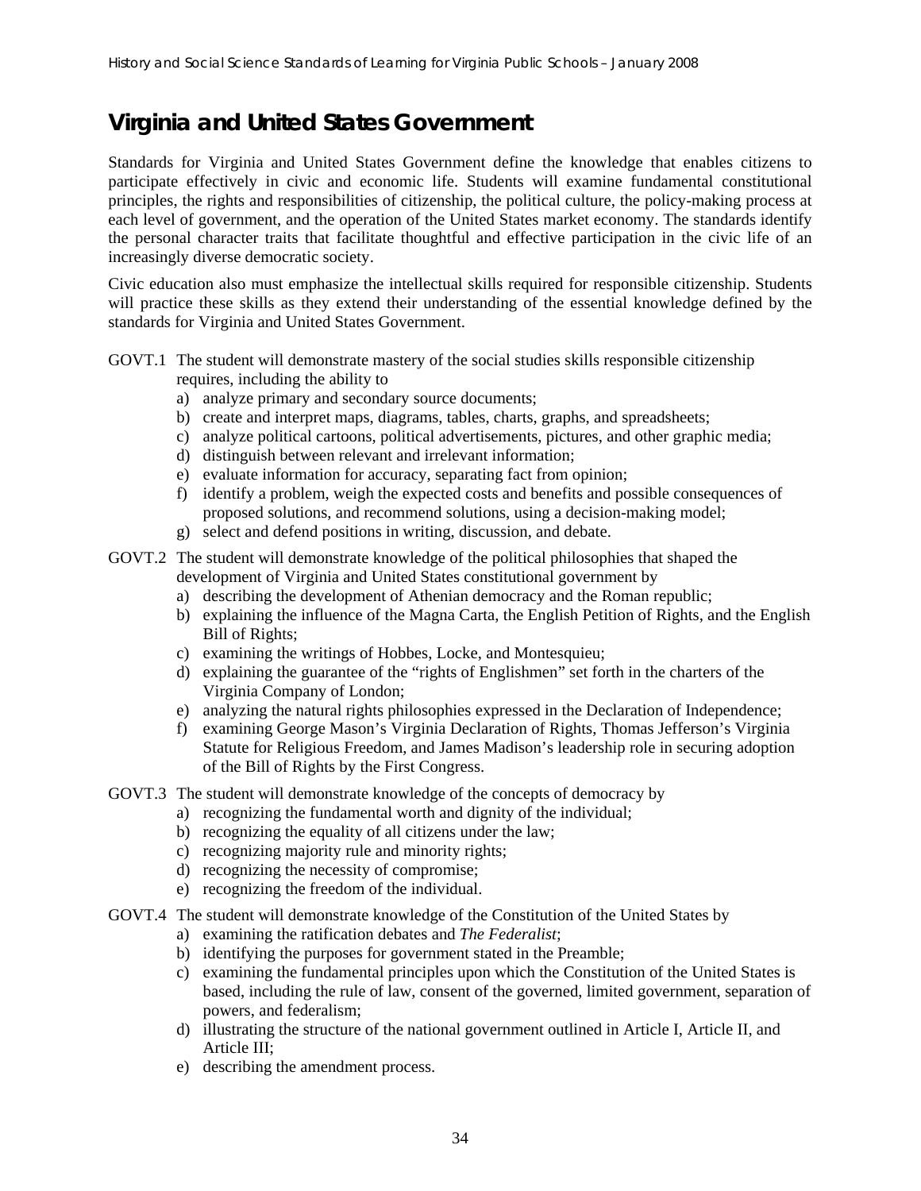# Virginia and United States Government

Standards for Virginia and United States Government define the knowledge that enables citizens to participate effectively in civic and economic life. Students will examine fundamental constitutional principles, the rights and responsibilities of citizenship, the political culture, the policy-making process at each level of government, and the operation of the United States market economy. The standards identify the personal character traits that facilitate thoughtful and effective participation in the civic life of an increasingly diverse democratic society.

Civic education also must emphasize the intellectual skills required for responsible citizenship. Students will practice these skills as they extend their understanding of the essential knowledge defined by the standards for Virginia and United States Government.

GOVT.1 The student will demonstrate mastery of the social studies skills responsible citizenship requires, including the ability to

a) analyze primary and secondary source documents;
b) create and interpret maps, diagrams, tables, charts, graphs, and spreadsheets;
c) analyze political cartoons, political advertisements, pictures, and other graphic media;
d) distinguish between relevant and irrelevant information;
e) evaluate information for accuracy, separating fact from opinion;
f) identify a problem, weigh the expected costs and benefits and possible consequences of proposed solutions, and recommend solutions, using a decision-making model;
g) select and defend positions in writing, discussion, and debate.

GOVT.2 The student will demonstrate knowledge of the political philosophies that shaped the development of Virginia and United States constitutional government by

a) describing the development of Athenian democracy and the Roman republic;
b) explaining the influence of the Magna Carta, the English Petition of Rights, and the English Bill of Rights;
c) examining the writings of Hobbes, Locke, and Montesquieu;
d) explaining the guarantee of the "rights of Englishmen" set forth in the charters of the Virginia Company of London;
e) analyzing the natural rights philosophies expressed in the Declaration of Independence;
f) examining George Mason's Virginia Declaration of Rights, Thomas Jefferson's Virginia Statute for Religious Freedom, and James Madison's leadership role in securing adoption of the Bill of Rights by the First Congress.

GOVT.3 The student will demonstrate knowledge of the concepts of democracy by

a) recognizing the fundamental worth and dignity of the individual;
b) recognizing the equality of all citizens under the law;
c) recognizing majority rule and minority rights;
d) recognizing the necessity of compromise;
e) recognizing the freedom of the individual.

GOVT.4 The student will demonstrate knowledge of the Constitution of the United States by

a) examining the ratification debates and *The Federalist*;
b) identifying the purposes for government stated in the Preamble;
c) examining the fundamental principles upon which the Constitution of the United States is based, including the rule of law, consent of the governed, limited government, separation of powers, and federalism;
d) illustrating the structure of the national government outlined in Article I, Article II, and Article III;
e) describing the amendment process.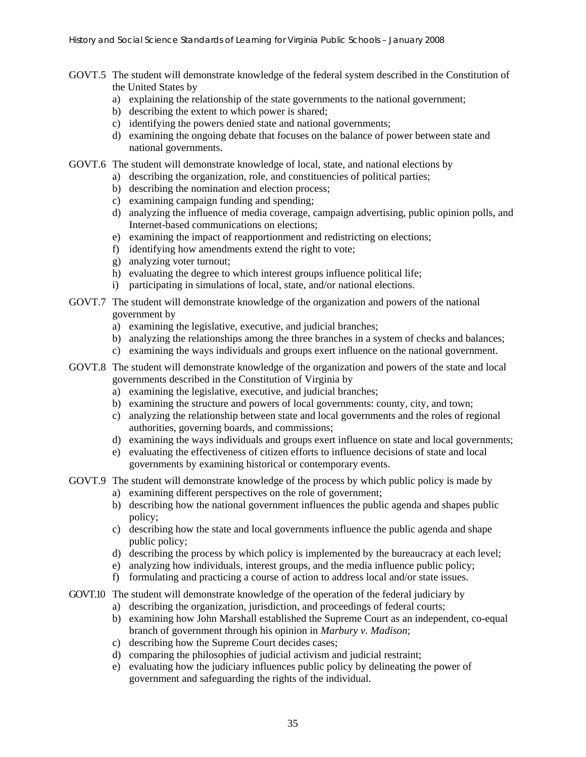GOVT.5 The student will demonstrate knowledge of the federal system described in the Constitution of the United States by

a) explaining the relationship of the state governments to the national government;
b) describing the extent to which power is shared;
c) identifying the powers denied state and national governments;
d) examining the ongoing debate that focuses on the balance of power between state and national governments.

GOVT.6 The student will demonstrate knowledge of local, state, and national elections by

a) describing the organization, role, and constituencies of political parties;
b) describing the nomination and election process;
c) examining campaign funding and spending;
d) analyzing the influence of media coverage, campaign advertising, public opinion polls, and Internet-based communications on elections;
e) examining the impact of reapportionment and redistricting on elections;
f) identifying how amendments extend the right to vote;
g) analyzing voter turnout;
h) evaluating the degree to which interest groups influence political life;
i) participating in simulations of local, state, and/or national elections.

GOVT.7 The student will demonstrate knowledge of the organization and powers of the national government by

a) examining the legislative, executive, and judicial branches;
b) analyzing the relationships among the three branches in a system of checks and balances;
c) examining the ways individuals and groups exert influence on the national government.

GOVT.8 The student will demonstrate knowledge of the organization and powers of the state and local governments described in the Constitution of Virginia by

a) examining the legislative, executive, and judicial branches;
b) examining the structure and powers of local governments: county, city, and town;
c) analyzing the relationship between state and local governments and the roles of regional authorities, governing boards, and commissions;
d) examining the ways individuals and groups exert influence on state and local governments;
e) evaluating the effectiveness of citizen efforts to influence decisions of state and local governments by examining historical or contemporary events.

GOVT.9 The student will demonstrate knowledge of the process by which public policy is made by

a) examining different perspectives on the role of government;
b) describing how the national government influences the public agenda and shapes public policy;
c) describing how the state and local governments influence the public agenda and shape public policy;
d) describing the process by which policy is implemented by the bureaucracy at each level;
e) analyzing how individuals, interest groups, and the media influence public policy;
f) formulating and practicing a course of action to address local and/or state issues.

GOVT.10 The student will demonstrate knowledge of the operation of the federal judiciary by

a) describing the organization, jurisdiction, and proceedings of federal courts;
b) examining how John Marshall established the Supreme Court as an independent, co-equal branch of government through his opinion in *Marbury v. Madison*;
c) describing how the Supreme Court decides cases;
d) comparing the philosophies of judicial activism and judicial restraint;
e) evaluating how the judiciary influences public policy by delineating the power of government and safeguarding the rights of the individual.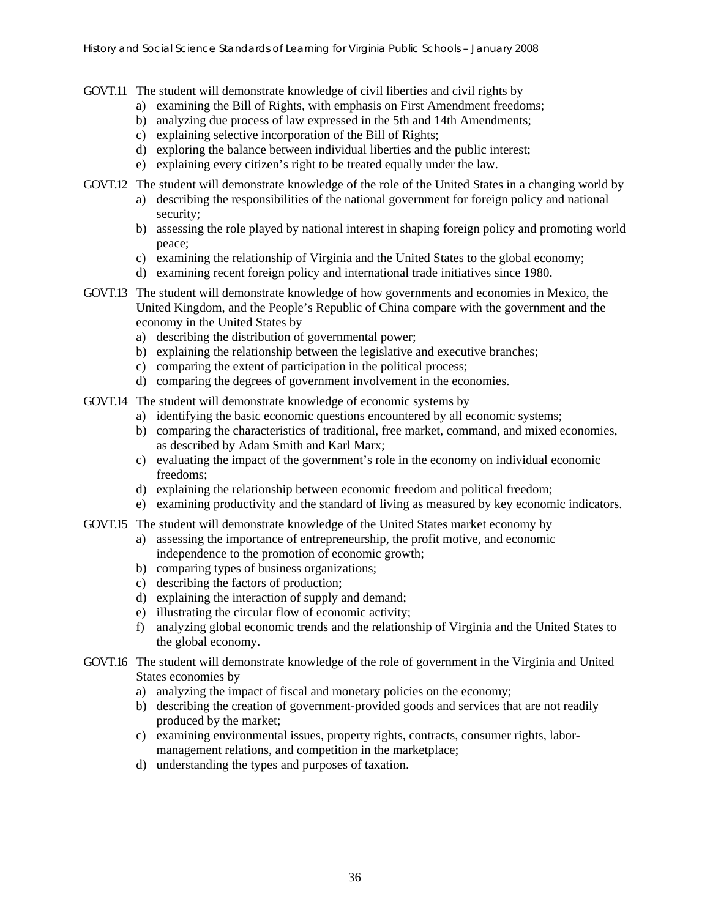GOVT.11 The student will demonstrate knowledge of civil liberties and civil rights by

a) examining the Bill of Rights, with emphasis on First Amendment freedoms;
b) analyzing due process of law expressed in the 5th and 14th Amendments;
c) explaining selective incorporation of the Bill of Rights;
d) exploring the balance between individual liberties and the public interest;
e) explaining every citizen's right to be treated equally under the law.

GOVT.12 The student will demonstrate knowledge of the role of the United States in a changing world by

a) describing the responsibilities of the national government for foreign policy and national security;
b) assessing the role played by national interest in shaping foreign policy and promoting world peace;
c) examining the relationship of Virginia and the United States to the global economy;
d) examining recent foreign policy and international trade initiatives since 1980.

GOVT.13 The student will demonstrate knowledge of how governments and economies in Mexico, the United Kingdom, and the People's Republic of China compare with the government and the economy in the United States by

a) describing the distribution of governmental power;
b) explaining the relationship between the legislative and executive branches;
c) comparing the extent of participation in the political process;
d) comparing the degrees of government involvement in the economies.

GOVT.14 The student will demonstrate knowledge of economic systems by

a) identifying the basic economic questions encountered by all economic systems;
b) comparing the characteristics of traditional, free market, command, and mixed economies, as described by Adam Smith and Karl Marx;
c) evaluating the impact of the government's role in the economy on individual economic freedoms;
d) explaining the relationship between economic freedom and political freedom;
e) examining productivity and the standard of living as measured by key economic indicators.

GOVT.15 The student will demonstrate knowledge of the United States market economy by

a) assessing the importance of entrepreneurship, the profit motive, and economic independence to the promotion of economic growth;
b) comparing types of business organizations;
c) describing the factors of production;
d) explaining the interaction of supply and demand;
e) illustrating the circular flow of economic activity;
f) analyzing global economic trends and the relationship of Virginia and the United States to the global economy.

GOVT.16 The student will demonstrate knowledge of the role of government in the Virginia and United States economies by

a) analyzing the impact of fiscal and monetary policies on the economy;
b) describing the creation of government-provided goods and services that are not readily produced by the market;
c) examining environmental issues, property rights, contracts, consumer rights, labor-management relations, and competition in the marketplace;
d) understanding the types and purposes of taxation.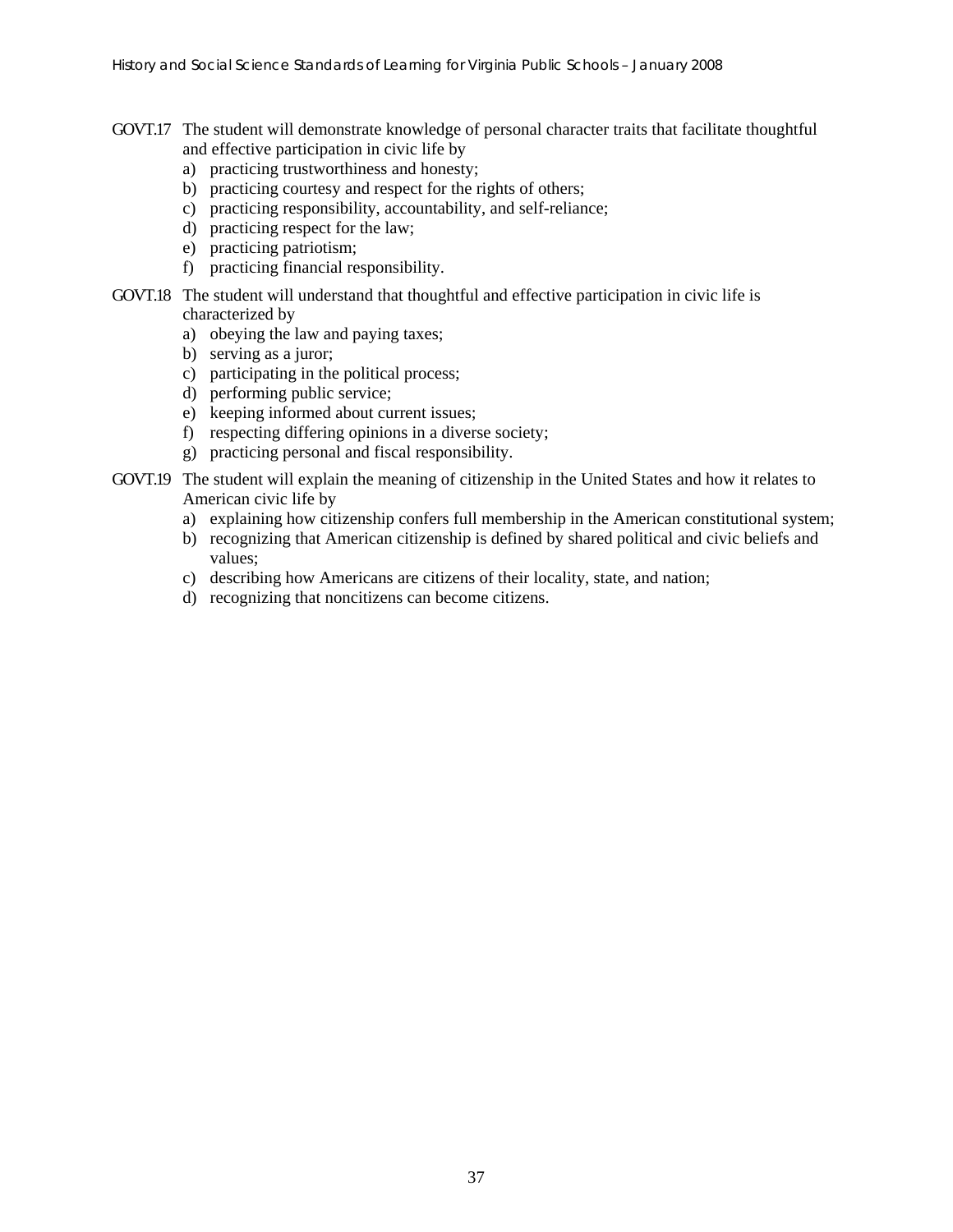GOVT.17 The student will demonstrate knowledge of personal character traits that facilitate thoughtful and effective participation in civic life by

a) practicing trustworthiness and honesty;
b) practicing courtesy and respect for the rights of others;
c) practicing responsibility, accountability, and self-reliance;
d) practicing respect for the law;
e) practicing patriotism;
f) practicing financial responsibility.

GOVT.18 The student will understand that thoughtful and effective participation in civic life is characterized by

a) obeying the law and paying taxes;
b) serving as a juror;
c) participating in the political process;
d) performing public service;
e) keeping informed about current issues;
f) respecting differing opinions in a diverse society;
g) practicing personal and fiscal responsibility.

GOVT.19 The student will explain the meaning of citizenship in the United States and how it relates to American civic life by

a) explaining how citizenship confers full membership in the American constitutional system;
b) recognizing that American citizenship is defined by shared political and civic beliefs and values;
c) describing how Americans are citizens of their locality, state, and nation;
d) recognizing that noncitizens can become citizens.